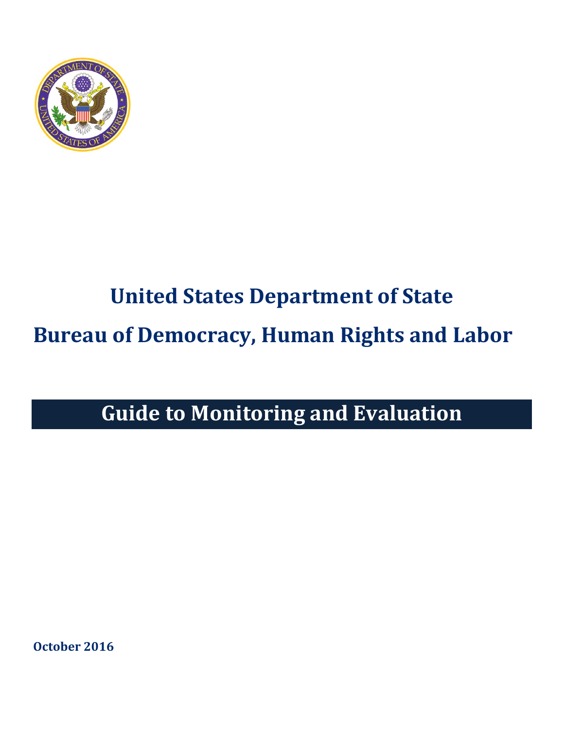# United States Department of State

# Bureau of Democracy, Human Rights and Labor

# Guide to Monitoring and Evaluation

**October 2016**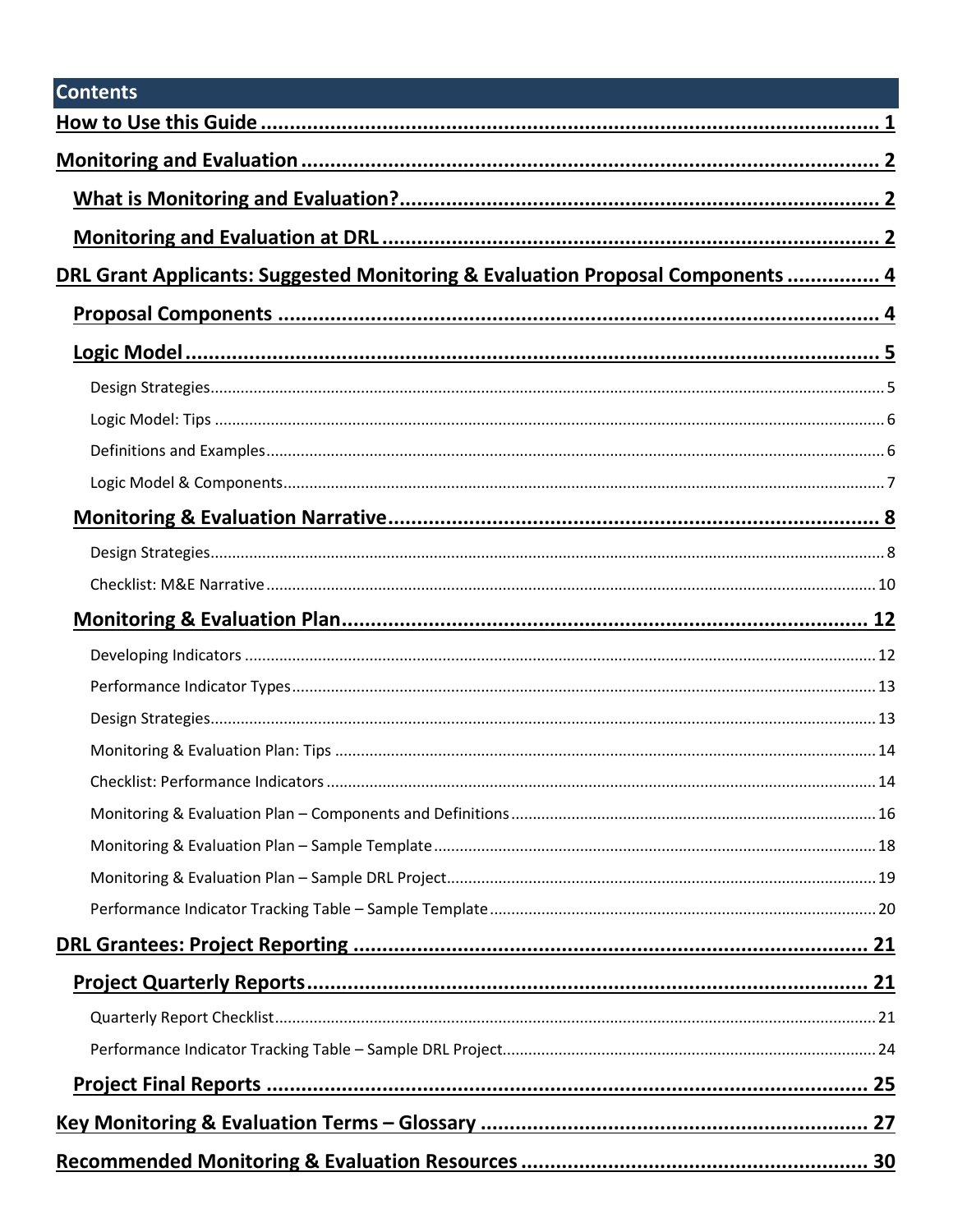## Contents

- **How to Use this Guide** .......... 1
- **Monitoring and Evaluation** .......... 2
  - **What is Monitoring and Evaluation?** .......... 2
  - **Monitoring and Evaluation at DRL** .......... 2
- **DRL Grant Applicants: Suggested Monitoring & Evaluation Proposal Components** .......... 4
  - **Proposal Components** .......... 4
  - **Logic Model** .......... 5
    - Design Strategies .......... 5
    - Logic Model: Tips .......... 6
    - Definitions and Examples .......... 6
    - Logic Model & Components .......... 7
  - **Monitoring & Evaluation Narrative** .......... 8
    - Design Strategies .......... 8
    - Checklist: M&E Narrative .......... 10
  - **Monitoring & Evaluation Plan** .......... 12
    - Developing Indicators .......... 12
    - Performance Indicator Types .......... 13
    - Design Strategies .......... 13
    - Monitoring & Evaluation Plan: Tips .......... 14
    - Checklist: Performance Indicators .......... 14
    - Monitoring & Evaluation Plan – Components and Definitions .......... 16
    - Monitoring & Evaluation Plan – Sample Template .......... 18
    - Monitoring & Evaluation Plan – Sample DRL Project .......... 19
    - Performance Indicator Tracking Table – Sample Template .......... 20
- **DRL Grantees: Project Reporting** .......... 21
  - **Project Quarterly Reports** .......... 21
    - Quarterly Report Checklist .......... 21
    - Performance Indicator Tracking Table – Sample DRL Project .......... 24
  - **Project Final Reports** .......... 25
- **Key Monitoring & Evaluation Terms – Glossary** .......... 27
- **Recommended Monitoring & Evaluation Resources** .......... 30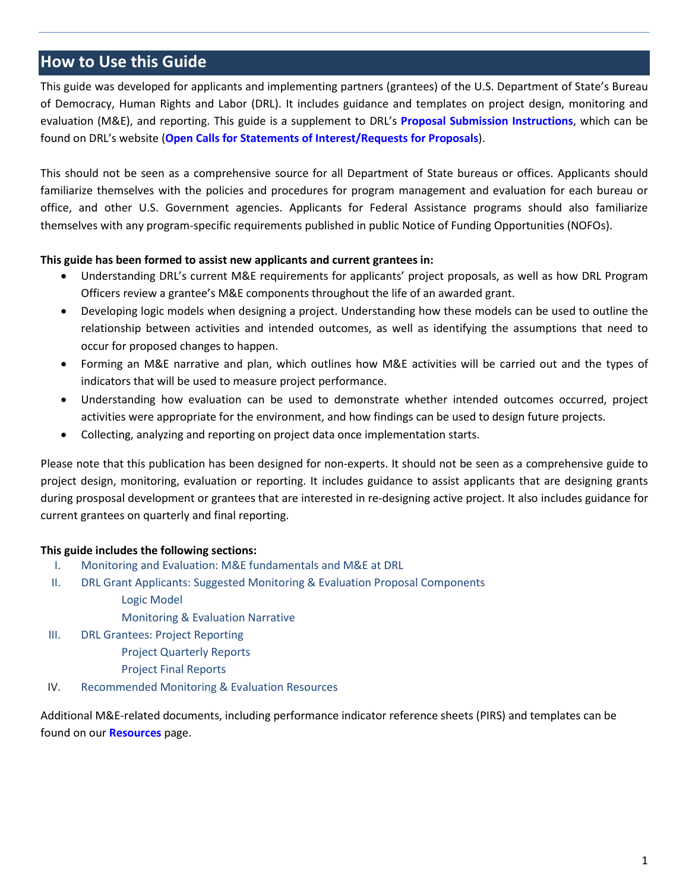## How to Use this Guide

This guide was developed for applicants and implementing partners (grantees) of the U.S. Department of State's Bureau of Democracy, Human Rights and Labor (DRL). It includes guidance and templates on project design, monitoring and evaluation (M&E), and reporting. This guide is a supplement to DRL's **Proposal Submission Instructions**, which can be found on DRL's website (**Open Calls for Statements of Interest/Requests for Proposals**).

This should not be seen as a comprehensive source for all Department of State bureaus or offices. Applicants should familiarize themselves with the policies and procedures for program management and evaluation for each bureau or office, and other U.S. Government agencies. Applicants for Federal Assistance programs should also familiarize themselves with any program-specific requirements published in public Notice of Funding Opportunities (NOFOs).

**This guide has been formed to assist new applicants and current grantees in:**

- Understanding DRL's current M&E requirements for applicants' project proposals, as well as how DRL Program Officers review a grantee's M&E components throughout the life of an awarded grant.
- Developing logic models when designing a project. Understanding how these models can be used to outline the relationship between activities and intended outcomes, as well as identifying the assumptions that need to occur for proposed changes to happen.
- Forming an M&E narrative and plan, which outlines how M&E activities will be carried out and the types of indicators that will be used to measure project performance.
- Understanding how evaluation can be used to demonstrate whether intended outcomes occurred, project activities were appropriate for the environment, and how findings can be used to design future projects.
- Collecting, analyzing and reporting on project data once implementation starts.

Please note that this publication has been designed for non-experts. It should not be seen as a comprehensive guide to project design, monitoring, evaluation or reporting. It includes guidance to assist applicants that are designing grants during prosposal development or grantees that are interested in re-designing active project. It also includes guidance for current grantees on quarterly and final reporting.

**This guide includes the following sections:**

I. Monitoring and Evaluation: M&E fundamentals and M&E at DRL

II. DRL Grant Applicants: Suggested Monitoring & Evaluation Proposal Components
   - Logic Model
   - Monitoring & Evaluation Narrative

III. DRL Grantees: Project Reporting
   - Project Quarterly Reports
   - Project Final Reports

IV. Recommended Monitoring & Evaluation Resources

Additional M&E-related documents, including performance indicator reference sheets (PIRS) and templates can be found on our **Resources** page.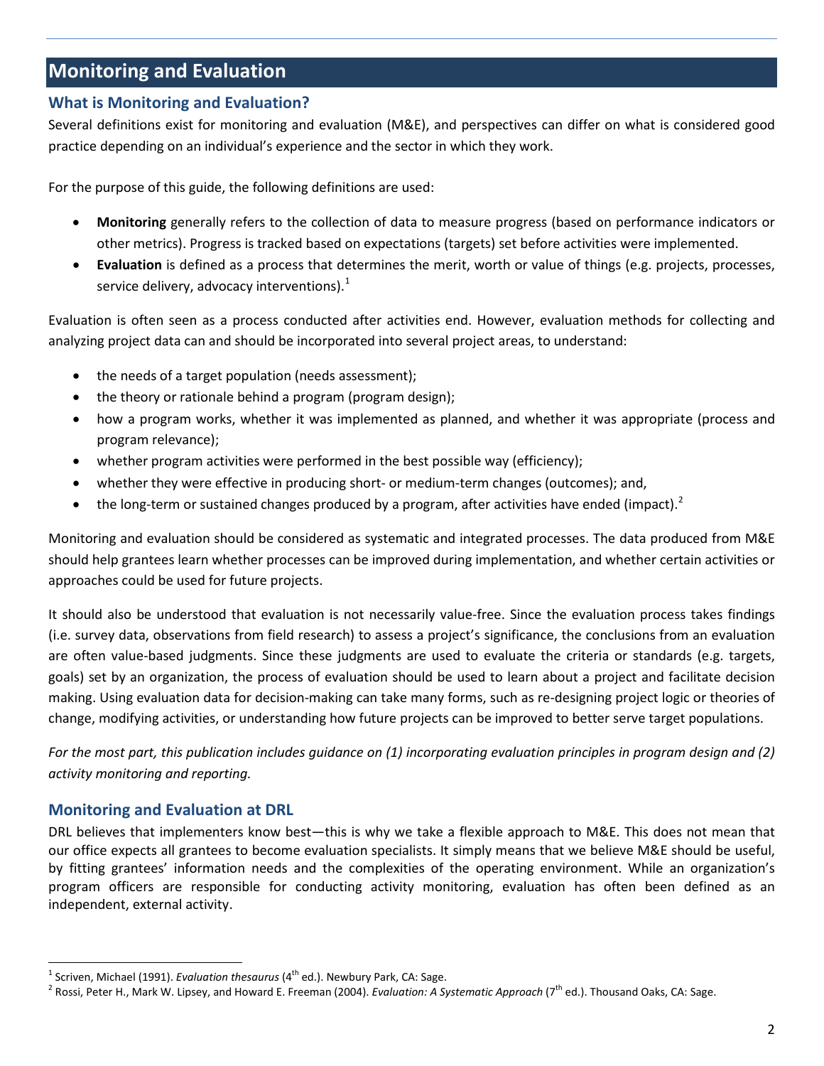# Monitoring and Evaluation

## What is Monitoring and Evaluation?

Several definitions exist for monitoring and evaluation (M&E), and perspectives can differ on what is considered good practice depending on an individual's experience and the sector in which they work.

For the purpose of this guide, the following definitions are used:

- **Monitoring** generally refers to the collection of data to measure progress (based on performance indicators or other metrics). Progress is tracked based on expectations (targets) set before activities were implemented.
- **Evaluation** is defined as a process that determines the merit, worth or value of things (e.g. projects, processes, service delivery, advocacy interventions).[1]

Evaluation is often seen as a process conducted after activities end. However, evaluation methods for collecting and analyzing project data can and should be incorporated into several project areas, to understand:

- the needs of a target population (needs assessment);
- the theory or rationale behind a program (program design);
- how a program works, whether it was implemented as planned, and whether it was appropriate (process and program relevance);
- whether program activities were performed in the best possible way (efficiency);
- whether they were effective in producing short- or medium-term changes (outcomes); and,
- the long-term or sustained changes produced by a program, after activities have ended (impact).[2]

Monitoring and evaluation should be considered as systematic and integrated processes. The data produced from M&E should help grantees learn whether processes can be improved during implementation, and whether certain activities or approaches could be used for future projects.

It should also be understood that evaluation is not necessarily value-free. Since the evaluation process takes findings (i.e. survey data, observations from field research) to assess a project's significance, the conclusions from an evaluation are often value-based judgments. Since these judgments are used to evaluate the criteria or standards (e.g. targets, goals) set by an organization, the process of evaluation should be used to learn about a project and facilitate decision making. Using evaluation data for decision-making can take many forms, such as re-designing project logic or theories of change, modifying activities, or understanding how future projects can be improved to better serve target populations.

*For the most part, this publication includes guidance on (1) incorporating evaluation principles in program design and (2) activity monitoring and reporting.*

## Monitoring and Evaluation at DRL

DRL believes that implementers know best—this is why we take a flexible approach to M&E. This does not mean that our office expects all grantees to become evaluation specialists. It simply means that we believe M&E should be useful, by fitting grantees' information needs and the complexities of the operating environment. While an organization's program officers are responsible for conducting activity monitoring, evaluation has often been defined as an independent, external activity.

---

[1] Scriven, Michael (1991). *Evaluation thesaurus* (4th ed.). Newbury Park, CA: Sage.

[2] Rossi, Peter H., Mark W. Lipsey, and Howard E. Freeman (2004). *Evaluation: A Systematic Approach* (7th ed.). Thousand Oaks, CA: Sage.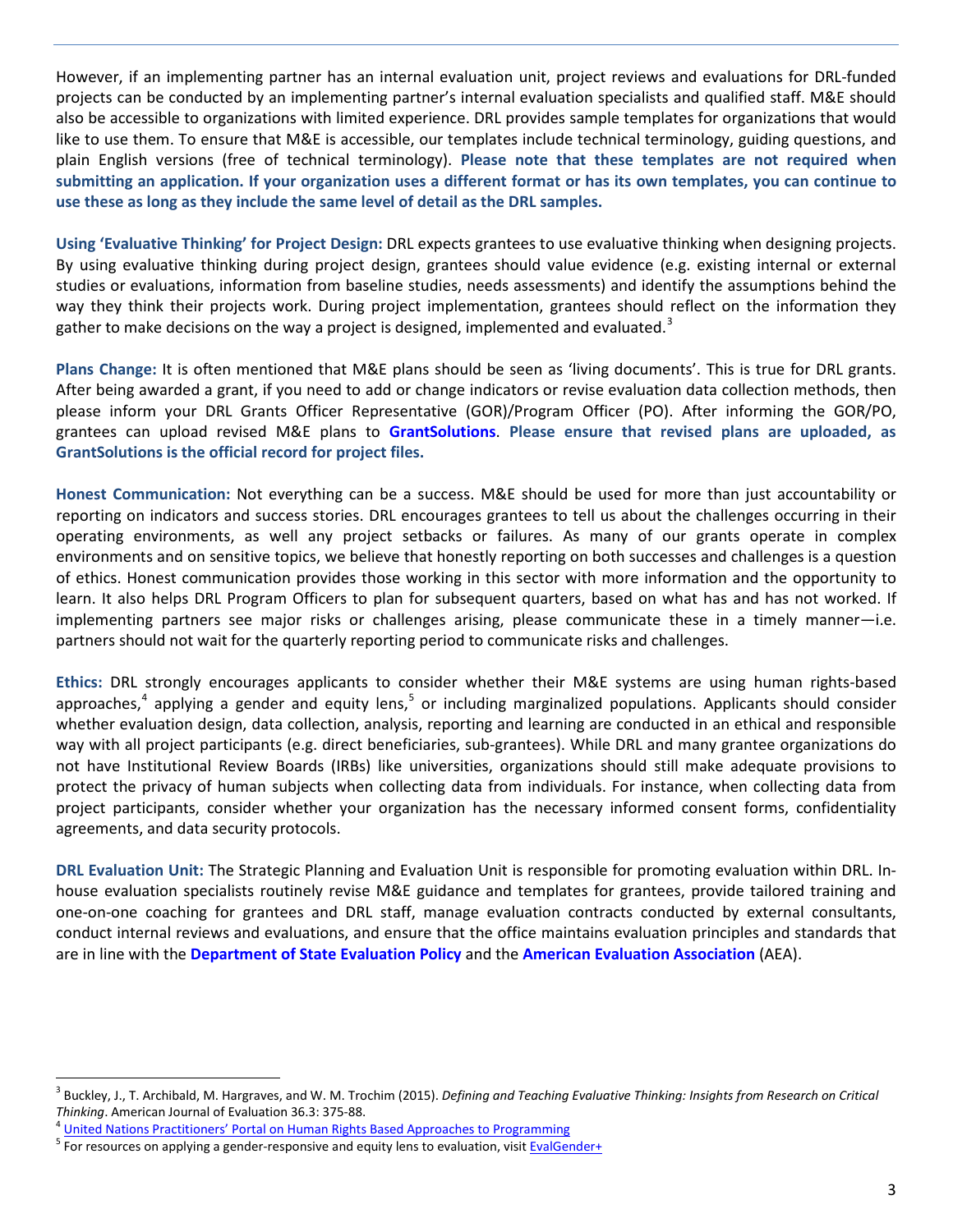However, if an implementing partner has an internal evaluation unit, project reviews and evaluations for DRL-funded projects can be conducted by an implementing partner's internal evaluation specialists and qualified staff. M&E should also be accessible to organizations with limited experience. DRL provides sample templates for organizations that would like to use them. To ensure that M&E is accessible, our templates include technical terminology, guiding questions, and plain English versions (free of technical terminology). **Please note that these templates are not required when submitting an application. If your organization uses a different format or has its own templates, you can continue to use these as long as they include the same level of detail as the DRL samples.**

**Using 'Evaluative Thinking' for Project Design:** DRL expects grantees to use evaluative thinking when designing projects. By using evaluative thinking during project design, grantees should value evidence (e.g. existing internal or external studies or evaluations, information from baseline studies, needs assessments) and identify the assumptions behind the way they think their projects work. During project implementation, grantees should reflect on the information they gather to make decisions on the way a project is designed, implemented and evaluated.[3]

**Plans Change:** It is often mentioned that M&E plans should be seen as 'living documents'. This is true for DRL grants. After being awarded a grant, if you need to add or change indicators or revise evaluation data collection methods, then please inform your DRL Grants Officer Representative (GOR)/Program Officer (PO). After informing the GOR/PO, grantees can upload revised M&E plans to **GrantSolutions**. **Please ensure that revised plans are uploaded, as GrantSolutions is the official record for project files.**

**Honest Communication:** Not everything can be a success. M&E should be used for more than just accountability or reporting on indicators and success stories. DRL encourages grantees to tell us about the challenges occurring in their operating environments, as well any project setbacks or failures. As many of our grants operate in complex environments and on sensitive topics, we believe that honestly reporting on both successes and challenges is a question of ethics. Honest communication provides those working in this sector with more information and the opportunity to learn. It also helps DRL Program Officers to plan for subsequent quarters, based on what has and has not worked. If implementing partners see major risks or challenges arising, please communicate these in a timely manner—i.e. partners should not wait for the quarterly reporting period to communicate risks and challenges.

**Ethics:** DRL strongly encourages applicants to consider whether their M&E systems are using human rights-based approaches,[4] applying a gender and equity lens,[5] or including marginalized populations. Applicants should consider whether evaluation design, data collection, analysis, reporting and learning are conducted in an ethical and responsible way with all project participants (e.g. direct beneficiaries, sub-grantees). While DRL and many grantee organizations do not have Institutional Review Boards (IRBs) like universities, organizations should still make adequate provisions to protect the privacy of human subjects when collecting data from individuals. For instance, when collecting data from project participants, consider whether your organization has the necessary informed consent forms, confidentiality agreements, and data security protocols.

**DRL Evaluation Unit:** The Strategic Planning and Evaluation Unit is responsible for promoting evaluation within DRL. In-house evaluation specialists routinely revise M&E guidance and templates for grantees, provide tailored training and one-on-one coaching for grantees and DRL staff, manage evaluation contracts conducted by external consultants, conduct internal reviews and evaluations, and ensure that the office maintains evaluation principles and standards that are in line with the **Department of State Evaluation Policy** and the **American Evaluation Association** (AEA).

---

[3] Buckley, J., T. Archibald, M. Hargraves, and W. M. Trochim (2015). *Defining and Teaching Evaluative Thinking: Insights from Research on Critical Thinking*. American Journal of Evaluation 36.3: 375-88.

[4] United Nations Practitioners' Portal on Human Rights Based Approaches to Programming

[5] For resources on applying a gender-responsive and equity lens to evaluation, visit EvalGender+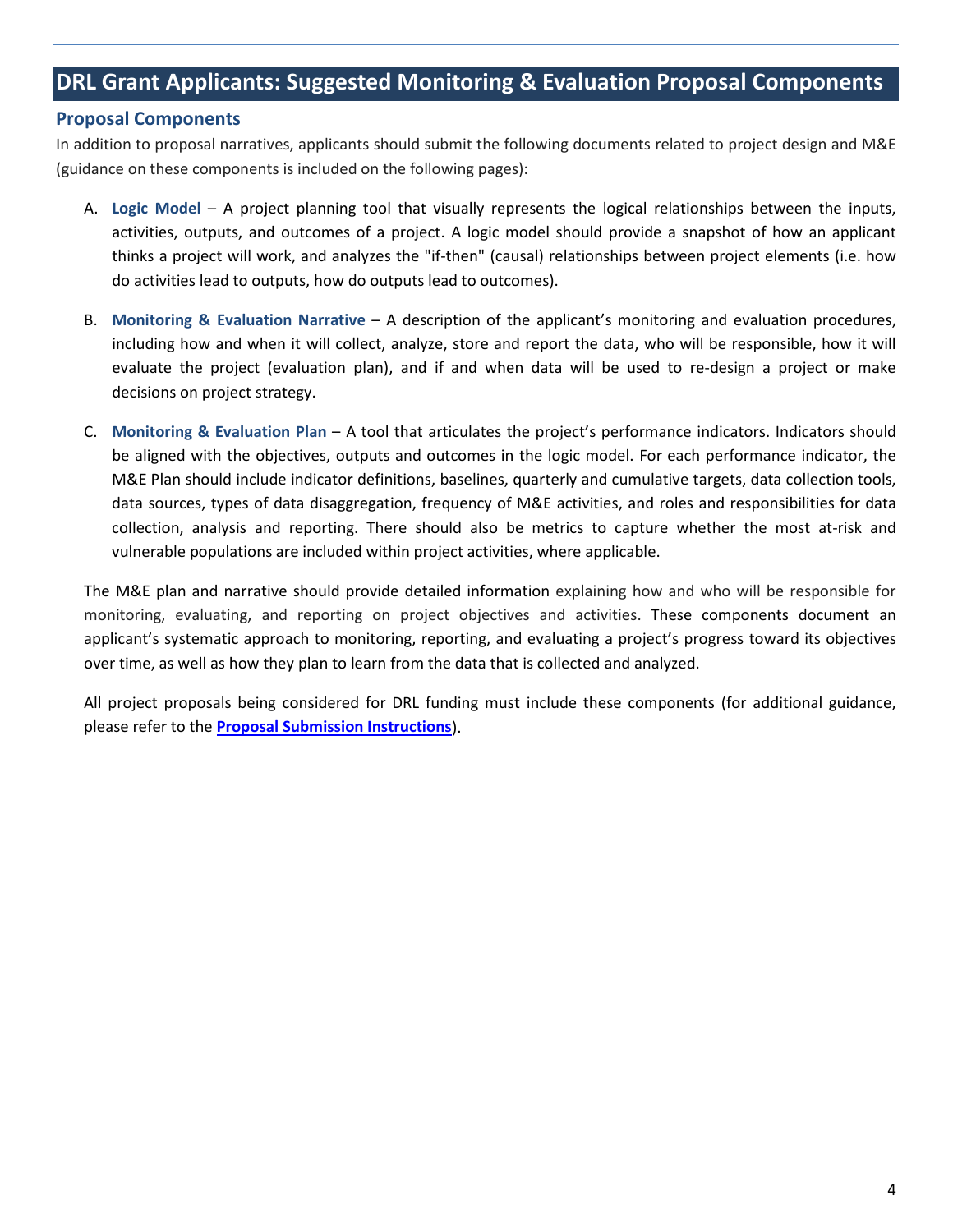# DRL Grant Applicants: Suggested Monitoring & Evaluation Proposal Components

## Proposal Components

In addition to proposal narratives, applicants should submit the following documents related to project design and M&E (guidance on these components is included on the following pages):

A. **Logic Model** – A project planning tool that visually represents the logical relationships between the inputs, activities, outputs, and outcomes of a project. A logic model should provide a snapshot of how an applicant thinks a project will work, and analyzes the "if-then" (causal) relationships between project elements (i.e. how do activities lead to outputs, how do outputs lead to outcomes).

B. **Monitoring & Evaluation Narrative** – A description of the applicant's monitoring and evaluation procedures, including how and when it will collect, analyze, store and report the data, who will be responsible, how it will evaluate the project (evaluation plan), and if and when data will be used to re-design a project or make decisions on project strategy.

C. **Monitoring & Evaluation Plan** – A tool that articulates the project's performance indicators. Indicators should be aligned with the objectives, outputs and outcomes in the logic model. For each performance indicator, the M&E Plan should include indicator definitions, baselines, quarterly and cumulative targets, data collection tools, data sources, types of data disaggregation, frequency of M&E activities, and roles and responsibilities for data collection, analysis and reporting. There should also be metrics to capture whether the most at-risk and vulnerable populations are included within project activities, where applicable.

The M&E plan and narrative should provide detailed information explaining how and who will be responsible for monitoring, evaluating, and reporting on project objectives and activities. These components document an applicant's systematic approach to monitoring, reporting, and evaluating a project's progress toward its objectives over time, as well as how they plan to learn from the data that is collected and analyzed.

All project proposals being considered for DRL funding must include these components (for additional guidance, please refer to the **Proposal Submission Instructions**).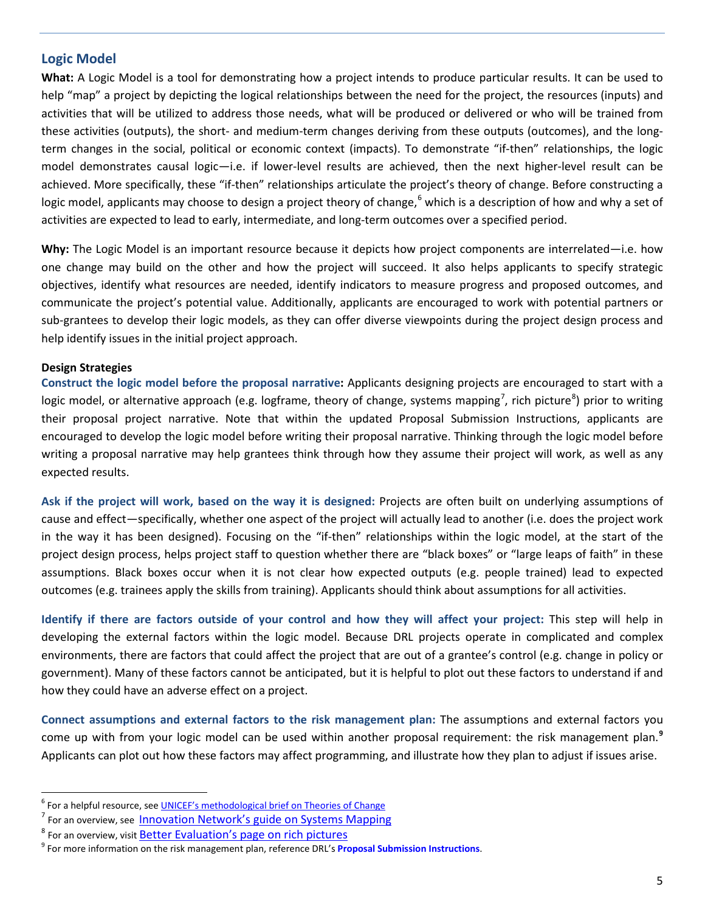## Logic Model

**What:** A Logic Model is a tool for demonstrating how a project intends to produce particular results. It can be used to help "map" a project by depicting the logical relationships between the need for the project, the resources (inputs) and activities that will be utilized to address those needs, what will be produced or delivered or who will be trained from these activities (outputs), the short- and medium-term changes deriving from these outputs (outcomes), and the long-term changes in the social, political or economic context (impacts). To demonstrate "if-then" relationships, the logic model demonstrates causal logic—i.e. if lower-level results are achieved, then the next higher-level result can be achieved. More specifically, these "if-then" relationships articulate the project's theory of change. Before constructing a logic model, applicants may choose to design a project theory of change,[6] which is a description of how and why a set of activities are expected to lead to early, intermediate, and long-term outcomes over a specified period.

**Why:** The Logic Model is an important resource because it depicts how project components are interrelated—i.e. how one change may build on the other and how the project will succeed. It also helps applicants to specify strategic objectives, identify what resources are needed, identify indicators to measure progress and proposed outcomes, and communicate the project's potential value. Additionally, applicants are encouraged to work with potential partners or sub-grantees to develop their logic models, as they can offer diverse viewpoints during the project design process and help identify issues in the initial project approach.

**Design Strategies**

**Construct the logic model before the proposal narrative:** Applicants designing projects are encouraged to start with a logic model, or alternative approach (e.g. logframe, theory of change, systems mapping[7], rich picture[8]) prior to writing their proposal project narrative. Note that within the updated Proposal Submission Instructions, applicants are encouraged to develop the logic model before writing their proposal narrative. Thinking through the logic model before writing a proposal narrative may help grantees think through how they assume their project will work, as well as any expected results.

**Ask if the project will work, based on the way it is designed:** Projects are often built on underlying assumptions of cause and effect—specifically, whether one aspect of the project will actually lead to another (i.e. does the project work in the way it has been designed). Focusing on the "if-then" relationships within the logic model, at the start of the project design process, helps project staff to question whether there are "black boxes" or "large leaps of faith" in these assumptions. Black boxes occur when it is not clear how expected outputs (e.g. people trained) lead to expected outcomes (e.g. trainees apply the skills from training). Applicants should think about assumptions for all activities.

**Identify if there are factors outside of your control and how they will affect your project:** This step will help in developing the external factors within the logic model. Because DRL projects operate in complicated and complex environments, there are factors that could affect the project that are out of a grantee's control (e.g. change in policy or government). Many of these factors cannot be anticipated, but it is helpful to plot out these factors to understand if and how they could have an adverse effect on a project.

**Connect assumptions and external factors to the risk management plan:** The assumptions and external factors you come up with from your logic model can be used within another proposal requirement: the risk management plan.[9] Applicants can plot out how these factors may affect programming, and illustrate how they plan to adjust if issues arise.

---

[6] For a helpful resource, see UNICEF's methodological brief on Theories of Change

[7] For an overview, see Innovation Network's guide on Systems Mapping

[8] For an overview, visit Better Evaluation's page on rich pictures

[9] For more information on the risk management plan, reference DRL's **Proposal Submission Instructions**.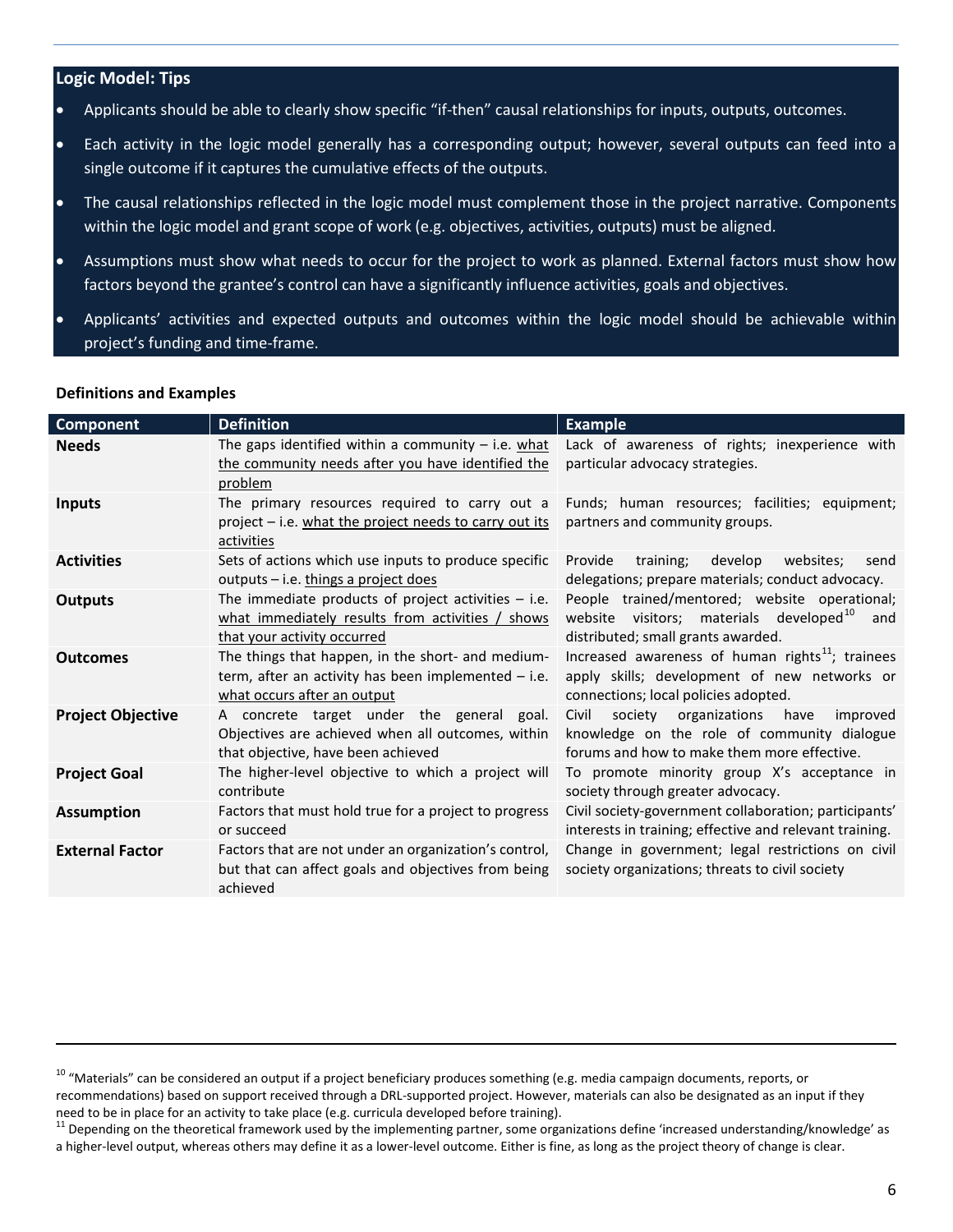### Logic Model: Tips

- Applicants should be able to clearly show specific "if-then" causal relationships for inputs, outputs, outcomes.
- Each activity in the logic model generally has a corresponding output; however, several outputs can feed into a single outcome if it captures the cumulative effects of the outputs.
- The causal relationships reflected in the logic model must complement those in the project narrative. Components within the logic model and grant scope of work (e.g. objectives, activities, outputs) must be aligned.
- Assumptions must show what needs to occur for the project to work as planned. External factors must show how factors beyond the grantee's control can have a significantly influence activities, goals and objectives.
- Applicants' activities and expected outputs and outcomes within the logic model should be achievable within project's funding and time-frame.

**Definitions and Examples**

| Component | Definition | Example |
|---|---|---|
| **Needs** | The gaps identified within a community – i.e. what the community needs after you have identified the problem | Lack of awareness of rights; inexperience with particular advocacy strategies. |
| **Inputs** | The primary resources required to carry out a project – i.e. what the project needs to carry out its activities | Funds; human resources; facilities; equipment; partners and community groups. |
| **Activities** | Sets of actions which use inputs to produce specific outputs – i.e. things a project does | Provide training; develop websites; send delegations; prepare materials; conduct advocacy. |
| **Outputs** | The immediate products of project activities – i.e. what immediately results from activities / shows that your activity occurred | People trained/mentored; website operational; website visitors; materials developed[10] and distributed; small grants awarded. |
| **Outcomes** | The things that happen, in the short- and medium-term, after an activity has been implemented – i.e. what occurs after an output | Increased awareness of human rights[11]; trainees apply skills; development of new networks or connections; local policies adopted. |
| **Project Objective** | A concrete target under the general goal. Objectives are achieved when all outcomes, within that objective, have been achieved | Civil society organizations have improved knowledge on the role of community dialogue forums and how to make them more effective. |
| **Project Goal** | The higher-level objective to which a project will contribute | To promote minority group X's acceptance in society through greater advocacy. |
| **Assumption** | Factors that must hold true for a project to progress or succeed | Civil society-government collaboration; participants' interests in training; effective and relevant training. |
| **External Factor** | Factors that are not under an organization's control, but that can affect goals and objectives from being achieved | Change in government; legal restrictions on civil society organizations; threats to civil society |

[10] "Materials" can be considered an output if a project beneficiary produces something (e.g. media campaign documents, reports, or recommendations) based on support received through a DRL-supported project. However, materials can also be designated as an input if they need to be in place for an activity to take place (e.g. curricula developed before training).

[11] Depending on the theoretical framework used by the implementing partner, some organizations define 'increased understanding/knowledge' as a higher-level output, whereas others may define it as a lower-level outcome. Either is fine, as long as the project theory of change is clear.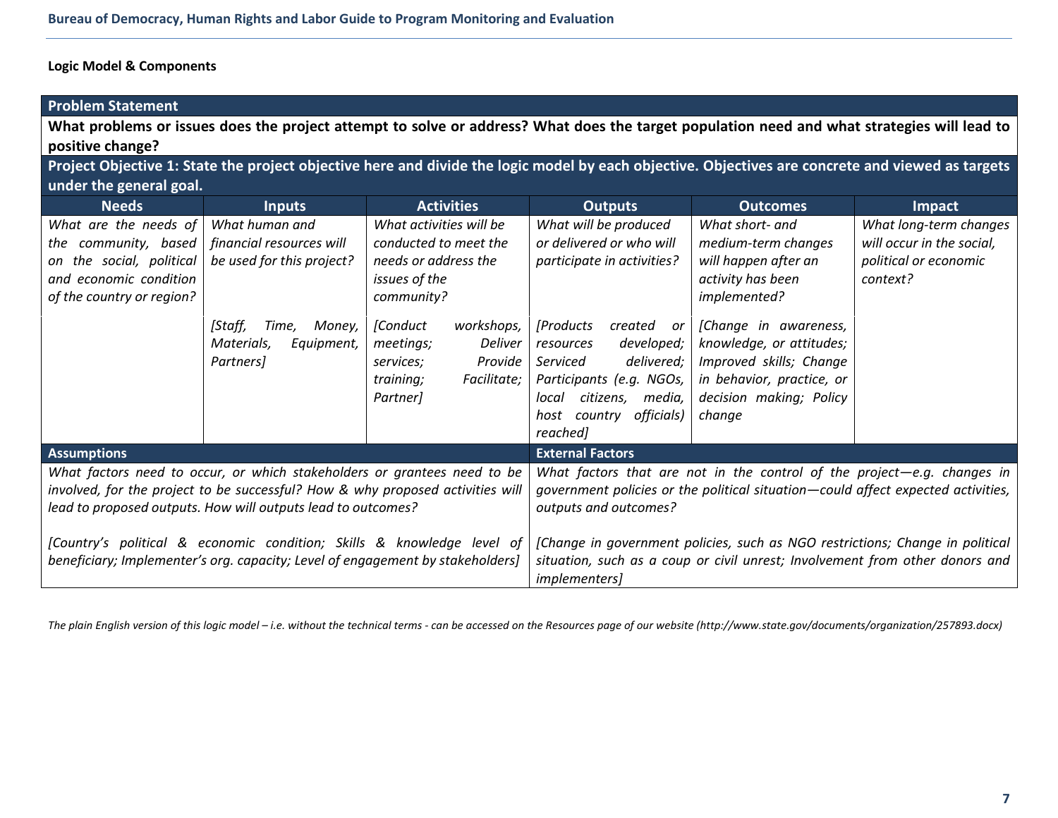**Logic Model & Components**

| **Problem Statement** | | | | | |
|---|---|---|---|---|---|
| **What problems or issues does the project attempt to solve or address? What does the target population need and what strategies will lead to positive change?** | | | | | |
| **Project Objective 1: State the project objective here and divide the logic model by each objective. Objectives are concrete and viewed as targets under the general goal.** | | | | | |
| **Needs** | **Inputs** | **Activities** | **Outputs** | **Outcomes** | **Impact** |
| *What are the needs of the community, based on the social, political and economic condition of the country or region?* | *What human and financial resources will be used for this project?* <br><br> *[Staff, Time, Money, Materials, Equipment, Partners]* | *What activities will be conducted to meet the needs or address the issues of the community?* <br><br> *[Conduct workshops, meetings; Deliver services; Provide training; Facilitate; Partner]* | *What will be produced or delivered or who will participate in activities?* <br><br> *[Products created or resources developed; Serviced delivered; Participants (e.g. NGOs, local citizens, media, host country officials) reached]* | *What short- and medium-term changes will happen after an activity has been implemented?* <br><br> *[Change in awareness, knowledge, or attitudes; Improved skills; Change in behavior, practice, or decision making; Policy change* | *What long-term changes will occur in the social, political or economic context?* |
| **Assumptions** | | | **External Factors** | | |
| *What factors need to occur, or which stakeholders or grantees need to be involved, for the project to be successful? How & why proposed activities will lead to proposed outputs. How will outputs lead to outcomes?* <br><br> *[Country's political & economic condition; Skills & knowledge level of beneficiary; Implementer's org. capacity; Level of engagement by stakeholders]* | | | *What factors that are not in the control of the project—e.g. changes in government policies or the political situation—could affect expected activities, outputs and outcomes?* <br><br> *[Change in government policies, such as NGO restrictions; Change in political situation, such as a coup or civil unrest; Involvement from other donors and implementers]* | | |

*The plain English version of this logic model – i.e. without the technical terms - can be accessed on the Resources page of our website (http://www.state.gov/documents/organization/257893.docx)*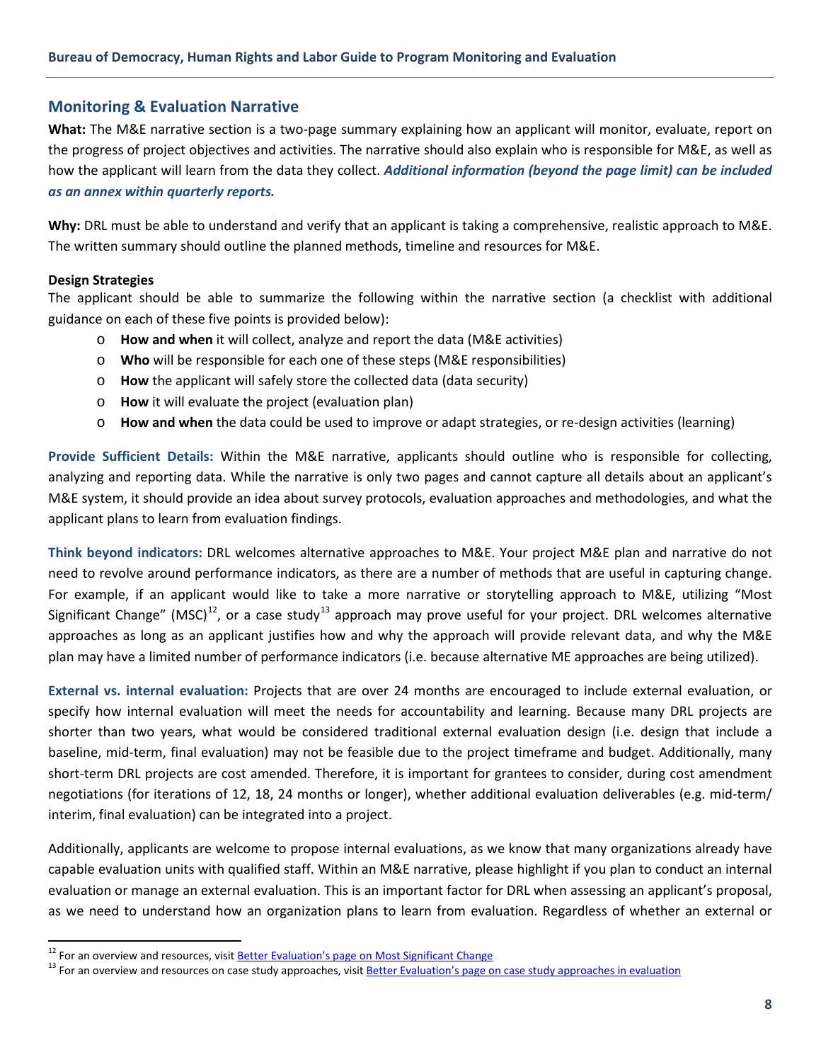## Monitoring & Evaluation Narrative

**What:** The M&E narrative section is a two-page summary explaining how an applicant will monitor, evaluate, report on the progress of project objectives and activities. The narrative should also explain who is responsible for M&E, as well as how the applicant will learn from the data they collect. ***Additional information (beyond the page limit) can be included as an annex within quarterly reports.***

**Why:** DRL must be able to understand and verify that an applicant is taking a comprehensive, realistic approach to M&E. The written summary should outline the planned methods, timeline and resources for M&E.

**Design Strategies**

The applicant should be able to summarize the following within the narrative section (a checklist with additional guidance on each of these five points is provided below):

- **How and when** it will collect, analyze and report the data (M&E activities)
- **Who** will be responsible for each one of these steps (M&E responsibilities)
- **How** the applicant will safely store the collected data (data security)
- **How** it will evaluate the project (evaluation plan)
- **How and when** the data could be used to improve or adapt strategies, or re-design activities (learning)

**Provide Sufficient Details:** Within the M&E narrative, applicants should outline who is responsible for collecting, analyzing and reporting data. While the narrative is only two pages and cannot capture all details about an applicant's M&E system, it should provide an idea about survey protocols, evaluation approaches and methodologies, and what the applicant plans to learn from evaluation findings.

**Think beyond indicators:** DRL welcomes alternative approaches to M&E. Your project M&E plan and narrative do not need to revolve around performance indicators, as there are a number of methods that are useful in capturing change. For example, if an applicant would like to take a more narrative or storytelling approach to M&E, utilizing "Most Significant Change" (MSC)[12], or a case study[13] approach may prove useful for your project. DRL welcomes alternative approaches as long as an applicant justifies how and why the approach will provide relevant data, and why the M&E plan may have a limited number of performance indicators (i.e. because alternative ME approaches are being utilized).

**External vs. internal evaluation:** Projects that are over 24 months are encouraged to include external evaluation, or specify how internal evaluation will meet the needs for accountability and learning. Because many DRL projects are shorter than two years, what would be considered traditional external evaluation design (i.e. design that include a baseline, mid-term, final evaluation) may not be feasible due to the project timeframe and budget. Additionally, many short-term DRL projects are cost amended. Therefore, it is important for grantees to consider, during cost amendment negotiations (for iterations of 12, 18, 24 months or longer), whether additional evaluation deliverables (e.g. mid-term/ interim, final evaluation) can be integrated into a project.

Additionally, applicants are welcome to propose internal evaluations, as we know that many organizations already have capable evaluation units with qualified staff. Within an M&E narrative, please highlight if you plan to conduct an internal evaluation or manage an external evaluation. This is an important factor for DRL when assessing an applicant's proposal, as we need to understand how an organization plans to learn from evaluation. Regardless of whether an external or

---

[12] For an overview and resources, visit Better Evaluation's page on Most Significant Change

[13] For an overview and resources on case study approaches, visit Better Evaluation's page on case study approaches in evaluation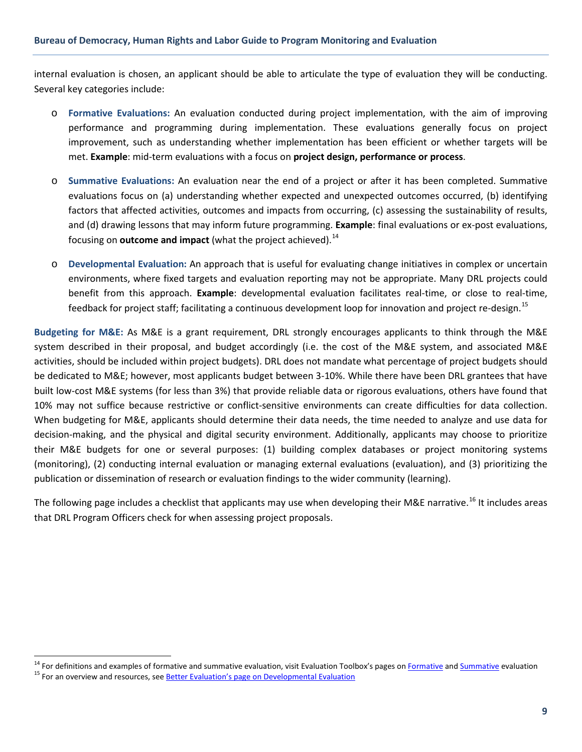internal evaluation is chosen, an applicant should be able to articulate the type of evaluation they will be conducting. Several key categories include:

- **Formative Evaluations:** An evaluation conducted during project implementation, with the aim of improving performance and programming during implementation. These evaluations generally focus on project improvement, such as understanding whether implementation has been efficient or whether targets will be met. **Example**: mid-term evaluations with a focus on **project design, performance or process**.

- **Summative Evaluations:** An evaluation near the end of a project or after it has been completed. Summative evaluations focus on (a) understanding whether expected and unexpected outcomes occurred, (b) identifying factors that affected activities, outcomes and impacts from occurring, (c) assessing the sustainability of results, and (d) drawing lessons that may inform future programming. **Example**: final evaluations or ex-post evaluations, focusing on **outcome and impact** (what the project achieved).[14]

- **Developmental Evaluation:** An approach that is useful for evaluating change initiatives in complex or uncertain environments, where fixed targets and evaluation reporting may not be appropriate. Many DRL projects could benefit from this approach. **Example**: developmental evaluation facilitates real-time, or close to real-time, feedback for project staff; facilitating a continuous development loop for innovation and project re-design.[15]

**Budgeting for M&E:** As M&E is a grant requirement, DRL strongly encourages applicants to think through the M&E system described in their proposal, and budget accordingly (i.e. the cost of the M&E system, and associated M&E activities, should be included within project budgets). DRL does not mandate what percentage of project budgets should be dedicated to M&E; however, most applicants budget between 3-10%. While there have been DRL grantees that have built low-cost M&E systems (for less than 3%) that provide reliable data or rigorous evaluations, others have found that 10% may not suffice because restrictive or conflict-sensitive environments can create difficulties for data collection. When budgeting for M&E, applicants should determine their data needs, the time needed to analyze and use data for decision-making, and the physical and digital security environment. Additionally, applicants may choose to prioritize their M&E budgets for one or several purposes: (1) building complex databases or project monitoring systems (monitoring), (2) conducting internal evaluation or managing external evaluations (evaluation), and (3) prioritizing the publication or dissemination of research or evaluation findings to the wider community (learning).

The following page includes a checklist that applicants may use when developing their M&E narrative.[16] It includes areas that DRL Program Officers check for when assessing project proposals.

---

[14] For definitions and examples of formative and summative evaluation, visit Evaluation Toolbox's pages on Formative and Summative evaluation

[15] For an overview and resources, see Better Evaluation's page on Developmental Evaluation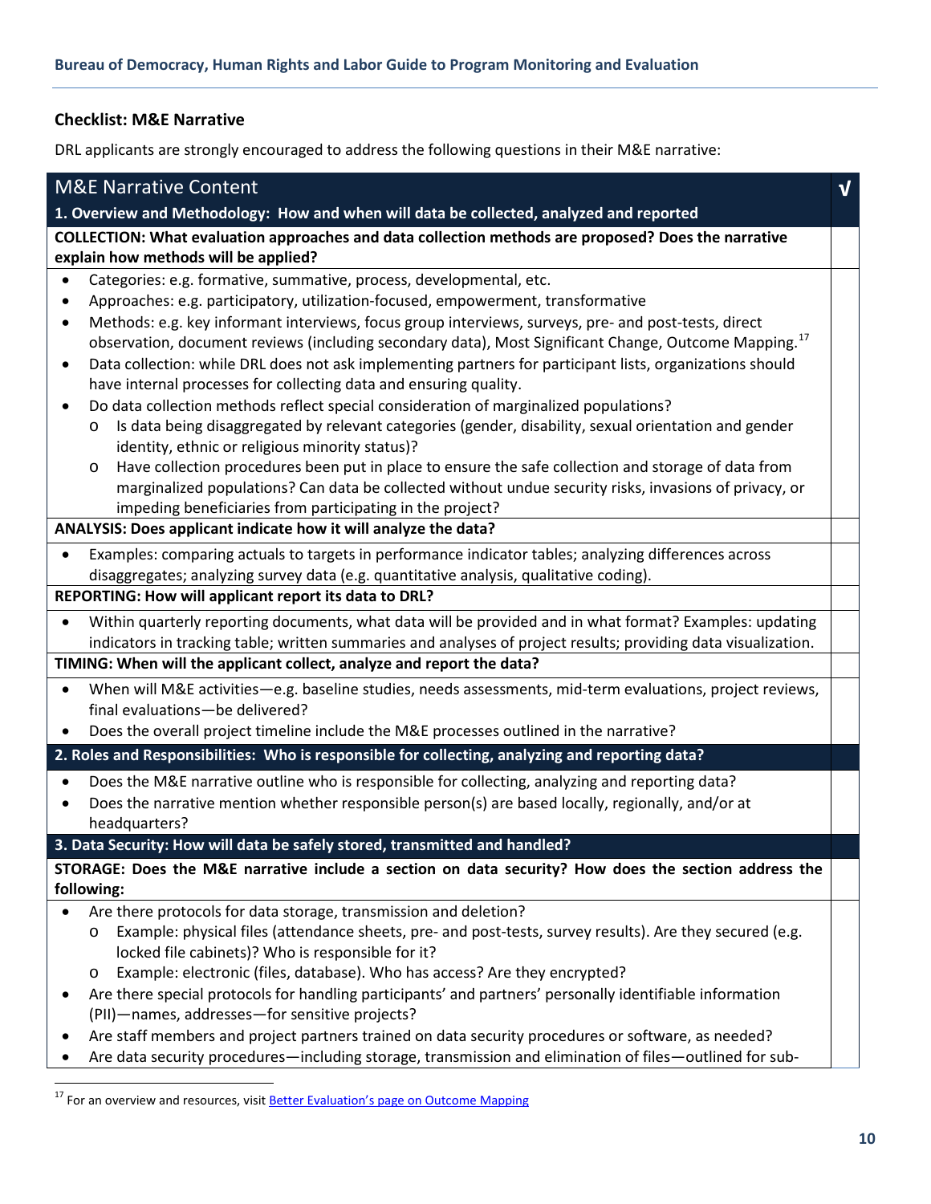### Checklist: M&E Narrative

DRL applicants are strongly encouraged to address the following questions in their M&E narrative:

| M&E Narrative Content | √ |
|---|---|
| **1. Overview and Methodology: How and when will data be collected, analyzed and reported** | |
| **COLLECTION: What evaluation approaches and data collection methods are proposed? Does the narrative explain how methods will be applied?** | |
| • Categories: e.g. formative, summative, process, developmental, etc.<br>• Approaches: e.g. participatory, utilization-focused, empowerment, transformative<br>• Methods: e.g. key informant interviews, focus group interviews, surveys, pre- and post-tests, direct observation, document reviews (including secondary data), Most Significant Change, Outcome Mapping.[17]<br>• Data collection: while DRL does not ask implementing partners for participant lists, organizations should have internal processes for collecting data and ensuring quality.<br>• Do data collection methods reflect special consideration of marginalized populations?<br>  o Is data being disaggregated by relevant categories (gender, disability, sexual orientation and gender identity, ethnic or religious minority status)?<br>  o Have collection procedures been put in place to ensure the safe collection and storage of data from marginalized populations? Can data be collected without undue security risks, invasions of privacy, or impeding beneficiaries from participating in the project? | |
| **ANALYSIS: Does applicant indicate how it will analyze the data?** | |
| • Examples: comparing actuals to targets in performance indicator tables; analyzing differences across disaggregates; analyzing survey data (e.g. quantitative analysis, qualitative coding). | |
| **REPORTING: How will applicant report its data to DRL?** | |
| • Within quarterly reporting documents, what data will be provided and in what format? Examples: updating indicators in tracking table; written summaries and analyses of project results; providing data visualization. | |
| **TIMING: When will the applicant collect, analyze and report the data?** | |
| • When will M&E activities—e.g. baseline studies, needs assessments, mid-term evaluations, project reviews, final evaluations—be delivered?<br>• Does the overall project timeline include the M&E processes outlined in the narrative? | |
| **2. Roles and Responsibilities: Who is responsible for collecting, analyzing and reporting data?** | |
| • Does the M&E narrative outline who is responsible for collecting, analyzing and reporting data?<br>• Does the narrative mention whether responsible person(s) are based locally, regionally, and/or at headquarters? | |
| **3. Data Security: How will data be safely stored, transmitted and handled?** | |
| **STORAGE: Does the M&E narrative include a section on data security? How does the section address the following:** | |
| • Are there protocols for data storage, transmission and deletion?<br>  o Example: physical files (attendance sheets, pre- and post-tests, survey results). Are they secured (e.g. locked file cabinets)? Who is responsible for it?<br>  o Example: electronic (files, database). Who has access? Are they encrypted?<br>• Are there special protocols for handling participants' and partners' personally identifiable information (PII)—names, addresses—for sensitive projects?<br>• Are staff members and project partners trained on data security procedures or software, as needed?<br>• Are data security procedures—including storage, transmission and elimination of files—outlined for sub- | |

[17] For an overview and resources, visit Better Evaluation's page on Outcome Mapping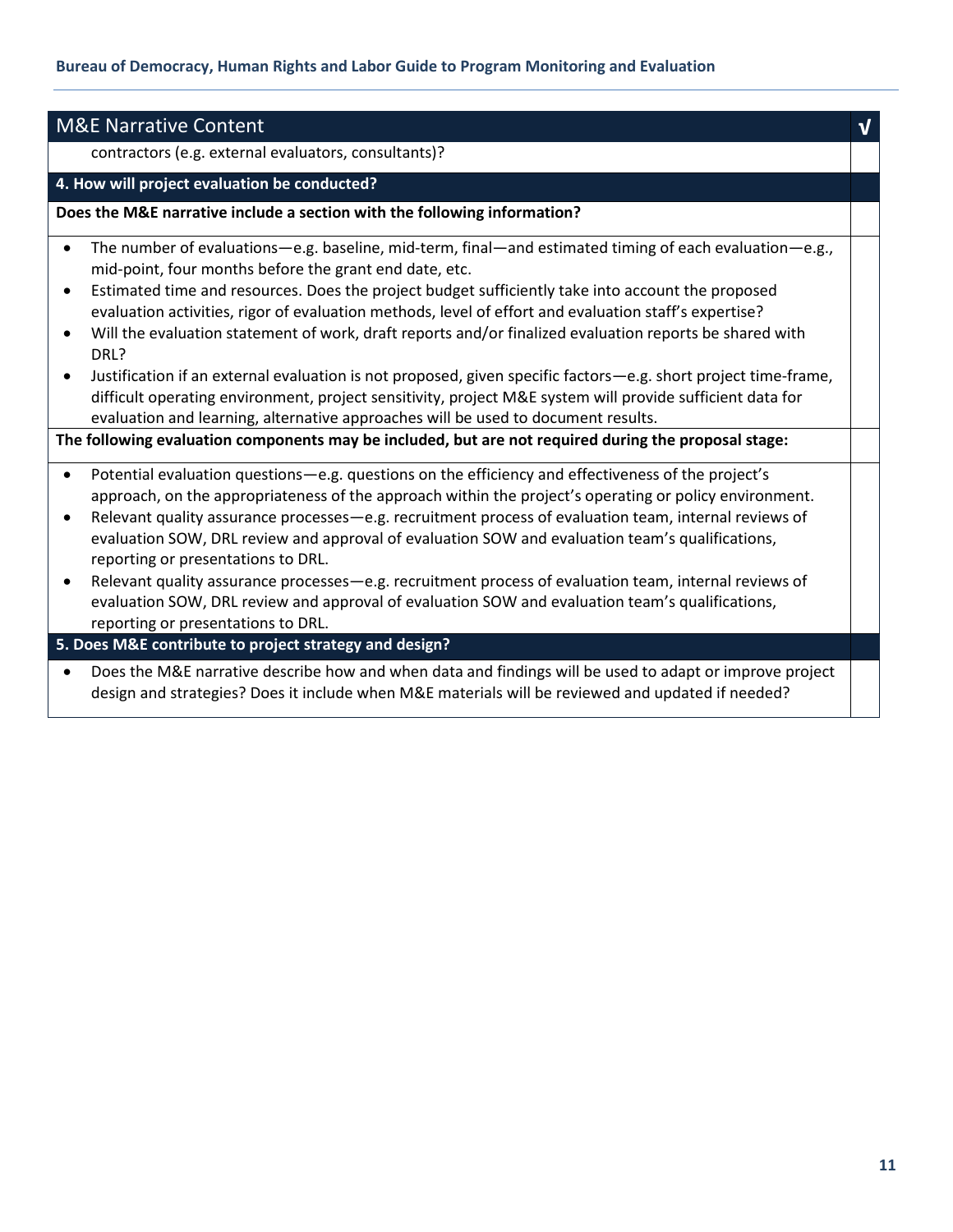| M&E Narrative Content | √ |
|---|---|
| contractors (e.g. external evaluators, consultants)? | |
| **4. How will project evaluation be conducted?** | |
| **Does the M&E narrative include a section with the following information?** | |
| • The number of evaluations—e.g. baseline, mid-term, final—and estimated timing of each evaluation—e.g., mid-point, four months before the grant end date, etc.<br>• Estimated time and resources. Does the project budget sufficiently take into account the proposed evaluation activities, rigor of evaluation methods, level of effort and evaluation staff's expertise?<br>• Will the evaluation statement of work, draft reports and/or finalized evaluation reports be shared with DRL?<br>• Justification if an external evaluation is not proposed, given specific factors—e.g. short project time-frame, difficult operating environment, project sensitivity, project M&E system will provide sufficient data for evaluation and learning, alternative approaches will be used to document results. | |
| **The following evaluation components may be included, but are not required during the proposal stage:** | |
| • Potential evaluation questions—e.g. questions on the efficiency and effectiveness of the project's approach, on the appropriateness of the approach within the project's operating or policy environment.<br>• Relevant quality assurance processes—e.g. recruitment process of evaluation team, internal reviews of evaluation SOW, DRL review and approval of evaluation SOW and evaluation team's qualifications, reporting or presentations to DRL.<br>• Relevant quality assurance processes—e.g. recruitment process of evaluation team, internal reviews of evaluation SOW, DRL review and approval of evaluation SOW and evaluation team's qualifications, reporting or presentations to DRL. | |
| **5. Does M&E contribute to project strategy and design?** | |
| • Does the M&E narrative describe how and when data and findings will be used to adapt or improve project design and strategies? Does it include when M&E materials will be reviewed and updated if needed? | |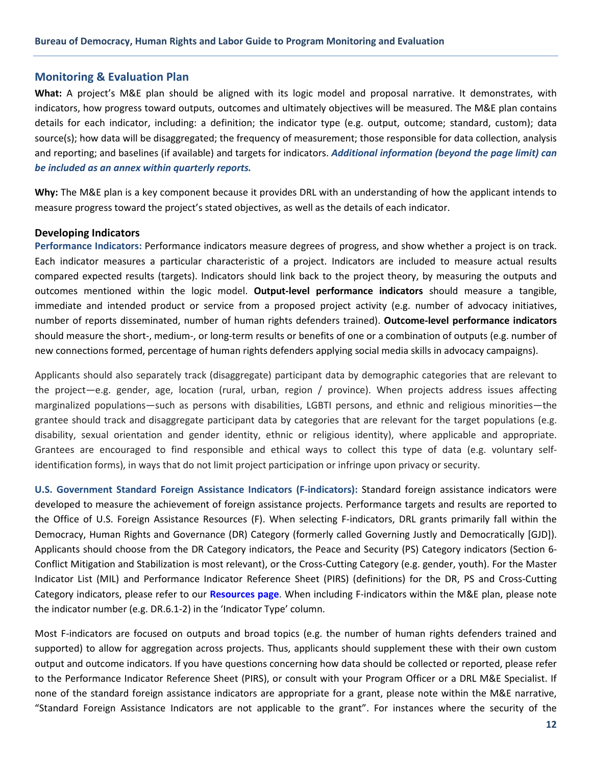## Monitoring & Evaluation Plan

**What:** A project's M&E plan should be aligned with its logic model and proposal narrative. It demonstrates, with indicators, how progress toward outputs, outcomes and ultimately objectives will be measured. The M&E plan contains details for each indicator, including: a definition; the indicator type (e.g. output, outcome; standard, custom); data source(s); how data will be disaggregated; the frequency of measurement; those responsible for data collection, analysis and reporting; and baselines (if available) and targets for indicators. ***Additional information (beyond the page limit) can be included as an annex within quarterly reports.***

**Why:** The M&E plan is a key component because it provides DRL with an understanding of how the applicant intends to measure progress toward the project's stated objectives, as well as the details of each indicator.

### Developing Indicators

**Performance Indicators:** Performance indicators measure degrees of progress, and show whether a project is on track. Each indicator measures a particular characteristic of a project. Indicators are included to measure actual results compared expected results (targets). Indicators should link back to the project theory, by measuring the outputs and outcomes mentioned within the logic model. **Output-level performance indicators** should measure a tangible, immediate and intended product or service from a proposed project activity (e.g. number of advocacy initiatives, number of reports disseminated, number of human rights defenders trained). **Outcome-level performance indicators** should measure the short-, medium-, or long-term results or benefits of one or a combination of outputs (e.g. number of new connections formed, percentage of human rights defenders applying social media skills in advocacy campaigns).

Applicants should also separately track (disaggregate) participant data by demographic categories that are relevant to the project—e.g. gender, age, location (rural, urban, region / province). When projects address issues affecting marginalized populations—such as persons with disabilities, LGBTI persons, and ethnic and religious minorities—the grantee should track and disaggregate participant data by categories that are relevant for the target populations (e.g. disability, sexual orientation and gender identity, ethnic or religious identity), where applicable and appropriate. Grantees are encouraged to find responsible and ethical ways to collect this type of data (e.g. voluntary self-identification forms), in ways that do not limit project participation or infringe upon privacy or security.

**U.S. Government Standard Foreign Assistance Indicators (F-indicators):** Standard foreign assistance indicators were developed to measure the achievement of foreign assistance projects. Performance targets and results are reported to the Office of U.S. Foreign Assistance Resources (F). When selecting F-indicators, DRL grants primarily fall within the Democracy, Human Rights and Governance (DR) Category (formerly called Governing Justly and Democratically [GJD]). Applicants should choose from the DR Category indicators, the Peace and Security (PS) Category indicators (Section 6-Conflict Mitigation and Stabilization is most relevant), or the Cross-Cutting Category (e.g. gender, youth). For the Master Indicator List (MIL) and Performance Indicator Reference Sheet (PIRS) (definitions) for the DR, PS and Cross-Cutting Category indicators, please refer to our **Resources page**. When including F-indicators within the M&E plan, please note the indicator number (e.g. DR.6.1-2) in the 'Indicator Type' column.

Most F-indicators are focused on outputs and broad topics (e.g. the number of human rights defenders trained and supported) to allow for aggregation across projects. Thus, applicants should supplement these with their own custom output and outcome indicators. If you have questions concerning how data should be collected or reported, please refer to the Performance Indicator Reference Sheet (PIRS), or consult with your Program Officer or a DRL M&E Specialist. If none of the standard foreign assistance indicators are appropriate for a grant, please note within the M&E narrative, "Standard Foreign Assistance Indicators are not applicable to the grant". For instances where the security of the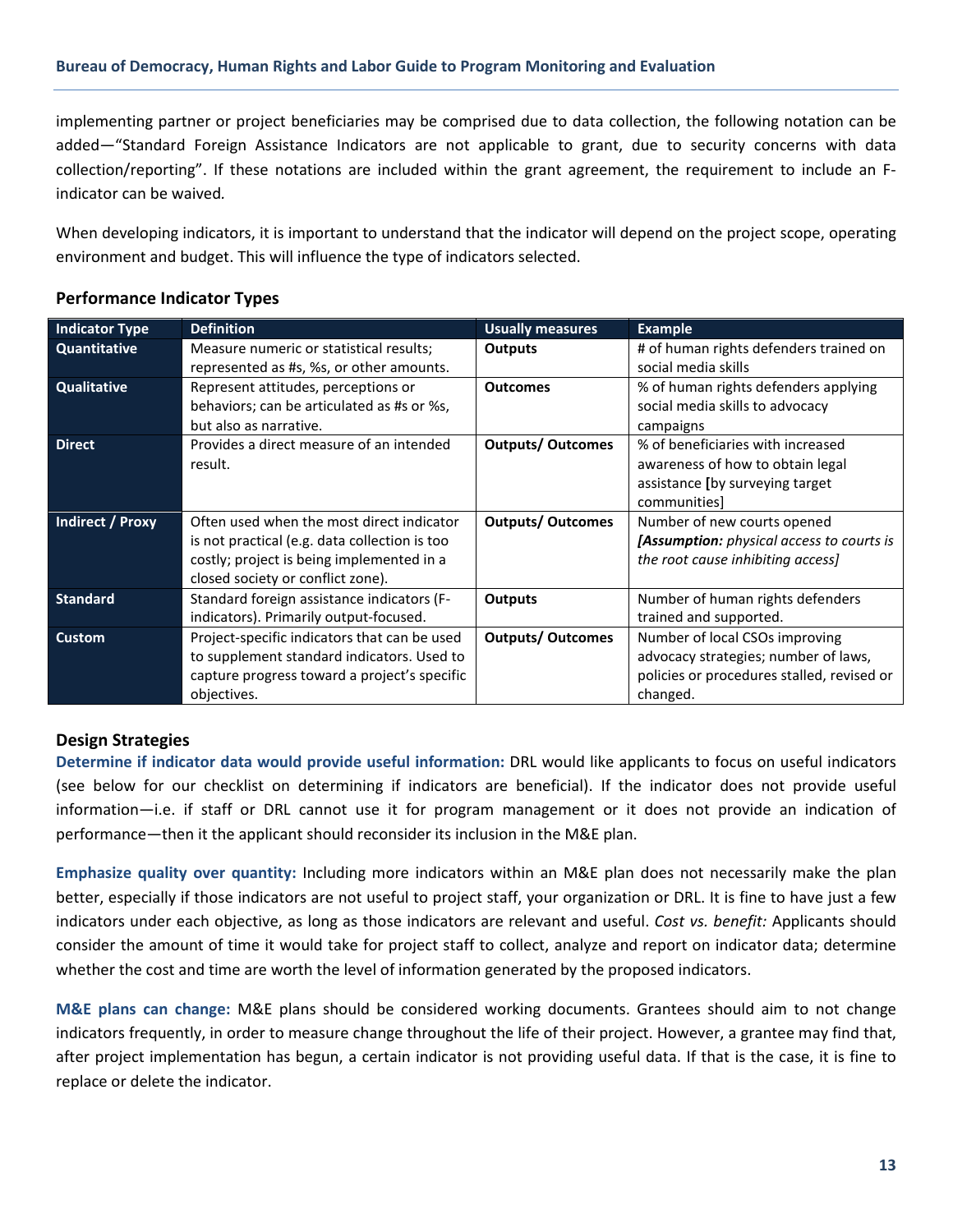implementing partner or project beneficiaries may be comprised due to data collection, the following notation can be added—"Standard Foreign Assistance Indicators are not applicable to grant, due to security concerns with data collection/reporting". If these notations are included within the grant agreement, the requirement to include an F-indicator can be waived.

When developing indicators, it is important to understand that the indicator will depend on the project scope, operating environment and budget. This will influence the type of indicators selected.

### Performance Indicator Types

| Indicator Type | Definition | Usually measures | Example |
|---|---|---|---|
| **Quantitative** | Measure numeric or statistical results; represented as #s, %s, or other amounts. | **Outputs** | # of human rights defenders trained on social media skills |
| **Qualitative** | Represent attitudes, perceptions or behaviors; can be articulated as #s or %s, but also as narrative. | **Outcomes** | % of human rights defenders applying social media skills to advocacy campaigns |
| **Direct** | Provides a direct measure of an intended result. | **Outputs/ Outcomes** | % of beneficiaries with increased awareness of how to obtain legal assistance **[**by surveying target communities] |
| **Indirect / Proxy** | Often used when the most direct indicator is not practical (e.g. data collection is too costly; project is being implemented in a closed society or conflict zone). | **Outputs/ Outcomes** | Number of new courts opened *[**Assumption:** physical access to courts is the root cause inhibiting access]* |
| **Standard** | Standard foreign assistance indicators (F-indicators). Primarily output-focused. | **Outputs** | Number of human rights defenders trained and supported. |
| **Custom** | Project-specific indicators that can be used to supplement standard indicators. Used to capture progress toward a project's specific objectives. | **Outputs/ Outcomes** | Number of local CSOs improving advocacy strategies; number of laws, policies or procedures stalled, revised or changed. |

### Design Strategies

**Determine if indicator data would provide useful information:** DRL would like applicants to focus on useful indicators (see below for our checklist on determining if indicators are beneficial). If the indicator does not provide useful information—i.e. if staff or DRL cannot use it for program management or it does not provide an indication of performance—then it the applicant should reconsider its inclusion in the M&E plan.

**Emphasize quality over quantity:** Including more indicators within an M&E plan does not necessarily make the plan better, especially if those indicators are not useful to project staff, your organization or DRL. It is fine to have just a few indicators under each objective, as long as those indicators are relevant and useful. *Cost vs. benefit:* Applicants should consider the amount of time it would take for project staff to collect, analyze and report on indicator data; determine whether the cost and time are worth the level of information generated by the proposed indicators.

**M&E plans can change:** M&E plans should be considered working documents. Grantees should aim to not change indicators frequently, in order to measure change throughout the life of their project. However, a grantee may find that, after project implementation has begun, a certain indicator is not providing useful data. If that is the case, it is fine to replace or delete the indicator.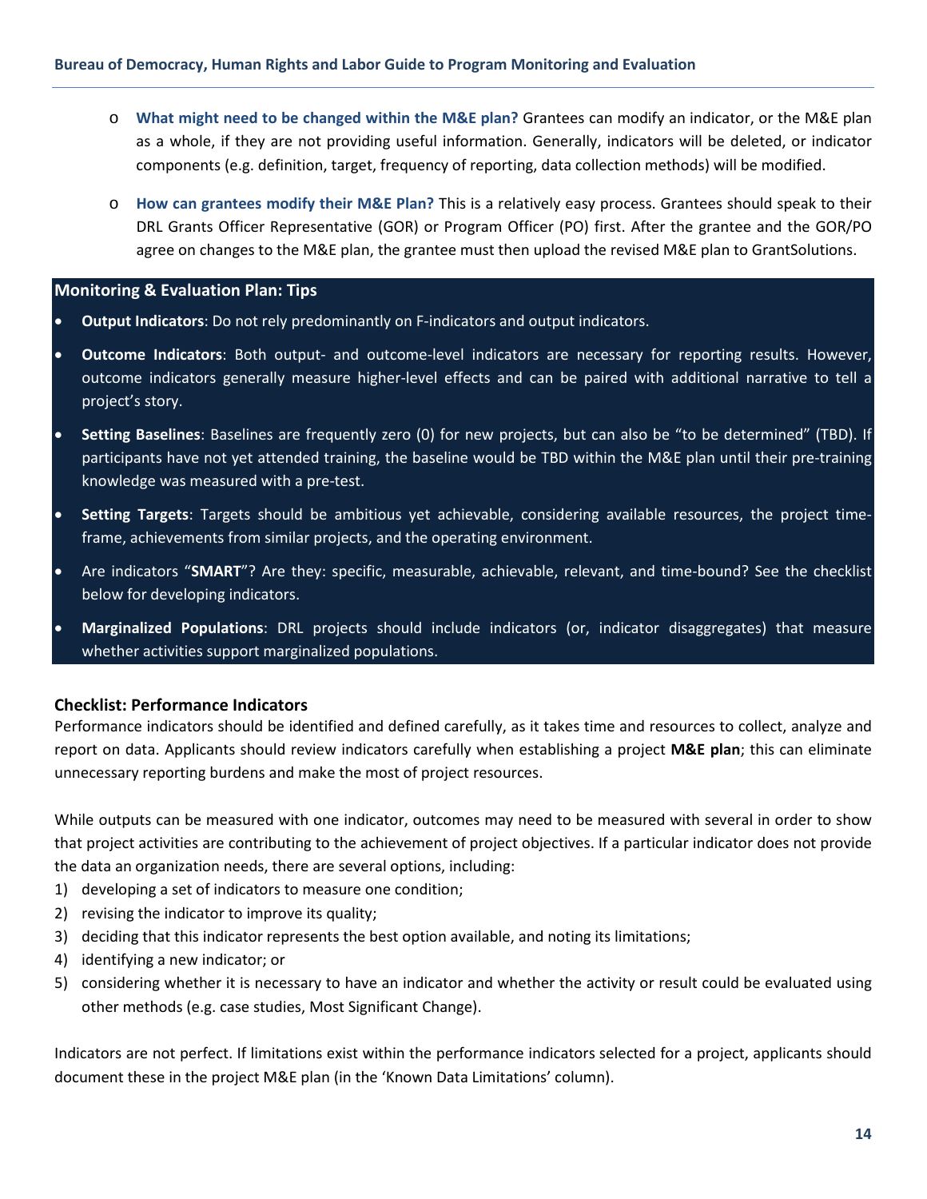- **What might need to be changed within the M&E plan?** Grantees can modify an indicator, or the M&E plan as a whole, if they are not providing useful information. Generally, indicators will be deleted, or indicator components (e.g. definition, target, frequency of reporting, data collection methods) will be modified.
- **How can grantees modify their M&E Plan?** This is a relatively easy process. Grantees should speak to their DRL Grants Officer Representative (GOR) or Program Officer (PO) first. After the grantee and the GOR/PO agree on changes to the M&E plan, the grantee must then upload the revised M&E plan to GrantSolutions.

### Monitoring & Evaluation Plan: Tips

- **Output Indicators**: Do not rely predominantly on F-indicators and output indicators.
- **Outcome Indicators**: Both output- and outcome-level indicators are necessary for reporting results. However, outcome indicators generally measure higher-level effects and can be paired with additional narrative to tell a project's story.
- **Setting Baselines**: Baselines are frequently zero (0) for new projects, but can also be "to be determined" (TBD). If participants have not yet attended training, the baseline would be TBD within the M&E plan until their pre-training knowledge was measured with a pre-test.
- **Setting Targets**: Targets should be ambitious yet achievable, considering available resources, the project time-frame, achievements from similar projects, and the operating environment.
- Are indicators "**SMART**"? Are they: specific, measurable, achievable, relevant, and time-bound? See the checklist below for developing indicators.
- **Marginalized Populations**: DRL projects should include indicators (or, indicator disaggregates) that measure whether activities support marginalized populations.

### Checklist: Performance Indicators

Performance indicators should be identified and defined carefully, as it takes time and resources to collect, analyze and report on data. Applicants should review indicators carefully when establishing a project **M&E plan**; this can eliminate unnecessary reporting burdens and make the most of project resources.

While outputs can be measured with one indicator, outcomes may need to be measured with several in order to show that project activities are contributing to the achievement of project objectives. If a particular indicator does not provide the data an organization needs, there are several options, including:

1) developing a set of indicators to measure one condition;
2) revising the indicator to improve its quality;
3) deciding that this indicator represents the best option available, and noting its limitations;
4) identifying a new indicator; or
5) considering whether it is necessary to have an indicator and whether the activity or result could be evaluated using other methods (e.g. case studies, Most Significant Change).

Indicators are not perfect. If limitations exist within the performance indicators selected for a project, applicants should document these in the project M&E plan (in the 'Known Data Limitations' column).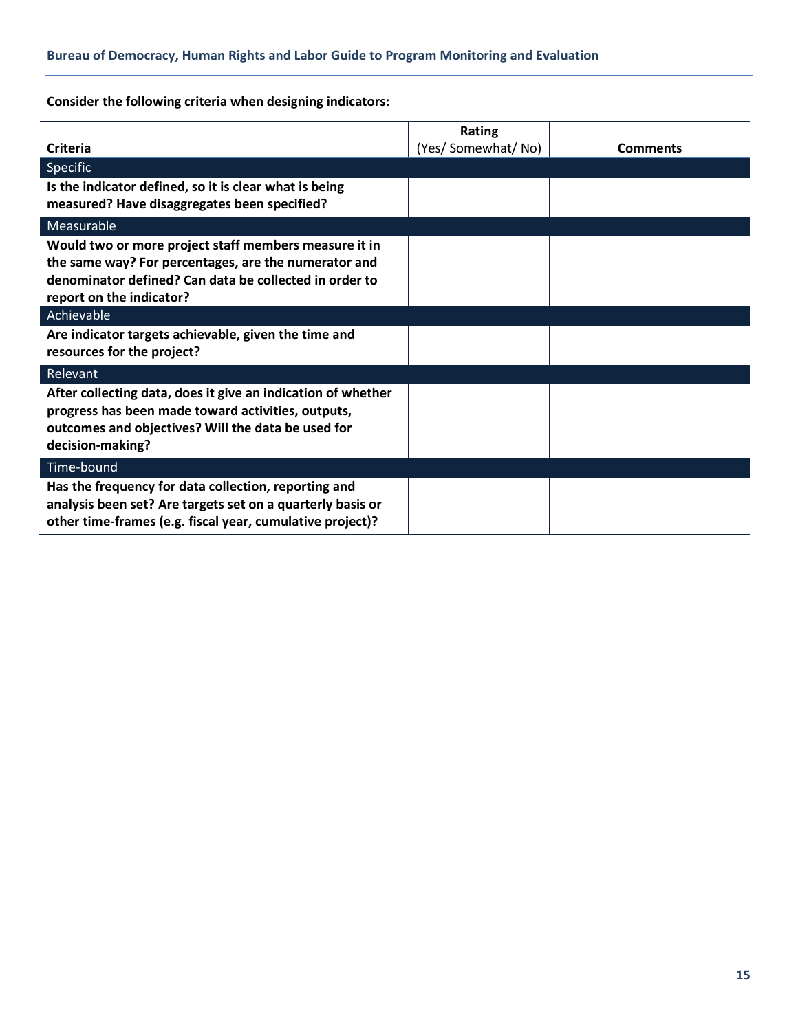**Consider the following criteria when designing indicators:**

| Criteria | Rating (Yes/ Somewhat/ No) | Comments |
|---|---|---|
| Specific | | |
| **Is the indicator defined, so it is clear what is being measured? Have disaggregates been specified?** | | |
| Measurable | | |
| **Would two or more project staff members measure it in the same way? For percentages, are the numerator and denominator defined? Can data be collected in order to report on the indicator?** | | |
| Achievable | | |
| **Are indicator targets achievable, given the time and resources for the project?** | | |
| Relevant | | |
| **After collecting data, does it give an indication of whether progress has been made toward activities, outputs, outcomes and objectives? Will the data be used for decision-making?** | | |
| Time-bound | | |
| **Has the frequency for data collection, reporting and analysis been set? Are targets set on a quarterly basis or other time-frames (e.g. fiscal year, cumulative project)?** | | |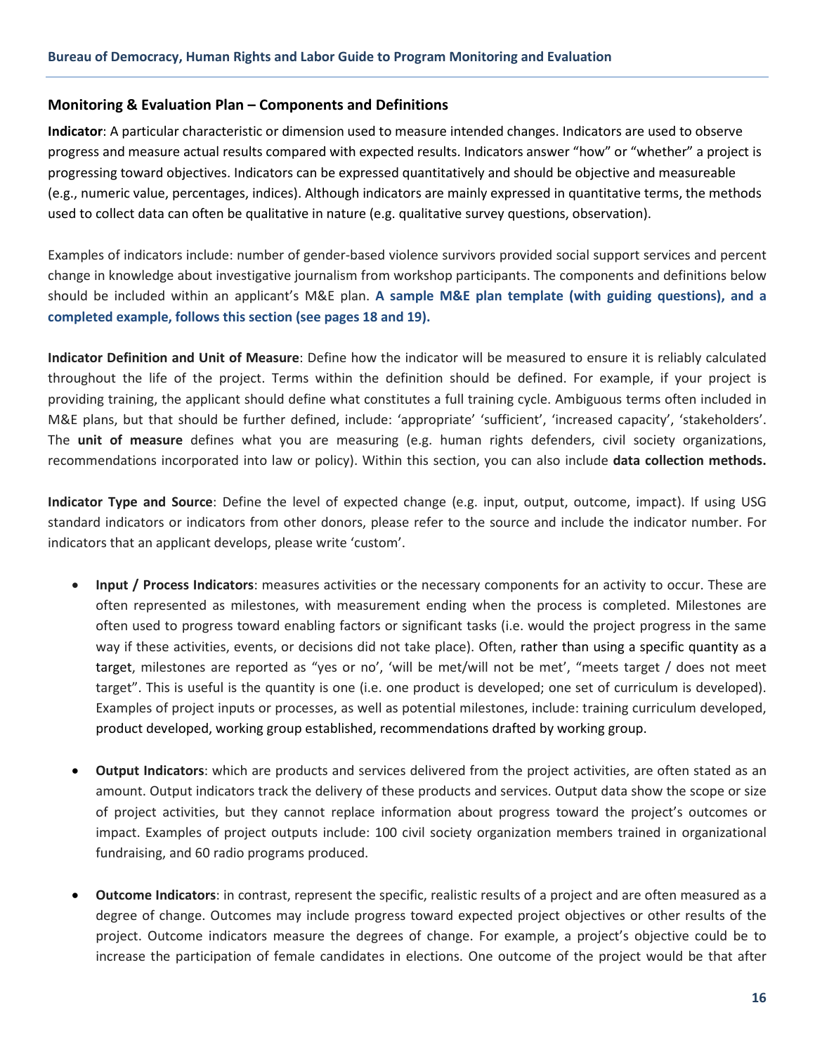## Monitoring & Evaluation Plan – Components and Definitions

**Indicator**: A particular characteristic or dimension used to measure intended changes. Indicators are used to observe progress and measure actual results compared with expected results. Indicators answer "how" or "whether" a project is progressing toward objectives. Indicators can be expressed quantitatively and should be objective and measureable (e.g., numeric value, percentages, indices). Although indicators are mainly expressed in quantitative terms, the methods used to collect data can often be qualitative in nature (e.g. qualitative survey questions, observation).

Examples of indicators include: number of gender-based violence survivors provided social support services and percent change in knowledge about investigative journalism from workshop participants. The components and definitions below should be included within an applicant's M&E plan. **A sample M&E plan template (with guiding questions), and a completed example, follows this section (see pages 18 and 19).**

**Indicator Definition and Unit of Measure**: Define how the indicator will be measured to ensure it is reliably calculated throughout the life of the project. Terms within the definition should be defined. For example, if your project is providing training, the applicant should define what constitutes a full training cycle. Ambiguous terms often included in M&E plans, but that should be further defined, include: 'appropriate' 'sufficient', 'increased capacity', 'stakeholders'. The **unit of measure** defines what you are measuring (e.g. human rights defenders, civil society organizations, recommendations incorporated into law or policy). Within this section, you can also include **data collection methods.**

**Indicator Type and Source**: Define the level of expected change (e.g. input, output, outcome, impact). If using USG standard indicators or indicators from other donors, please refer to the source and include the indicator number. For indicators that an applicant develops, please write 'custom'.

- **Input / Process Indicators**: measures activities or the necessary components for an activity to occur. These are often represented as milestones, with measurement ending when the process is completed. Milestones are often used to progress toward enabling factors or significant tasks (i.e. would the project progress in the same way if these activities, events, or decisions did not take place). Often, rather than using a specific quantity as a target, milestones are reported as "yes or no', 'will be met/will not be met', "meets target / does not meet target". This is useful is the quantity is one (i.e. one product is developed; one set of curriculum is developed). Examples of project inputs or processes, as well as potential milestones, include: training curriculum developed, product developed, working group established, recommendations drafted by working group.

- **Output Indicators**: which are products and services delivered from the project activities, are often stated as an amount. Output indicators track the delivery of these products and services. Output data show the scope or size of project activities, but they cannot replace information about progress toward the project's outcomes or impact. Examples of project outputs include: 100 civil society organization members trained in organizational fundraising, and 60 radio programs produced.

- **Outcome Indicators**: in contrast, represent the specific, realistic results of a project and are often measured as a degree of change. Outcomes may include progress toward expected project objectives or other results of the project. Outcome indicators measure the degrees of change. For example, a project's objective could be to increase the participation of female candidates in elections. One outcome of the project would be that after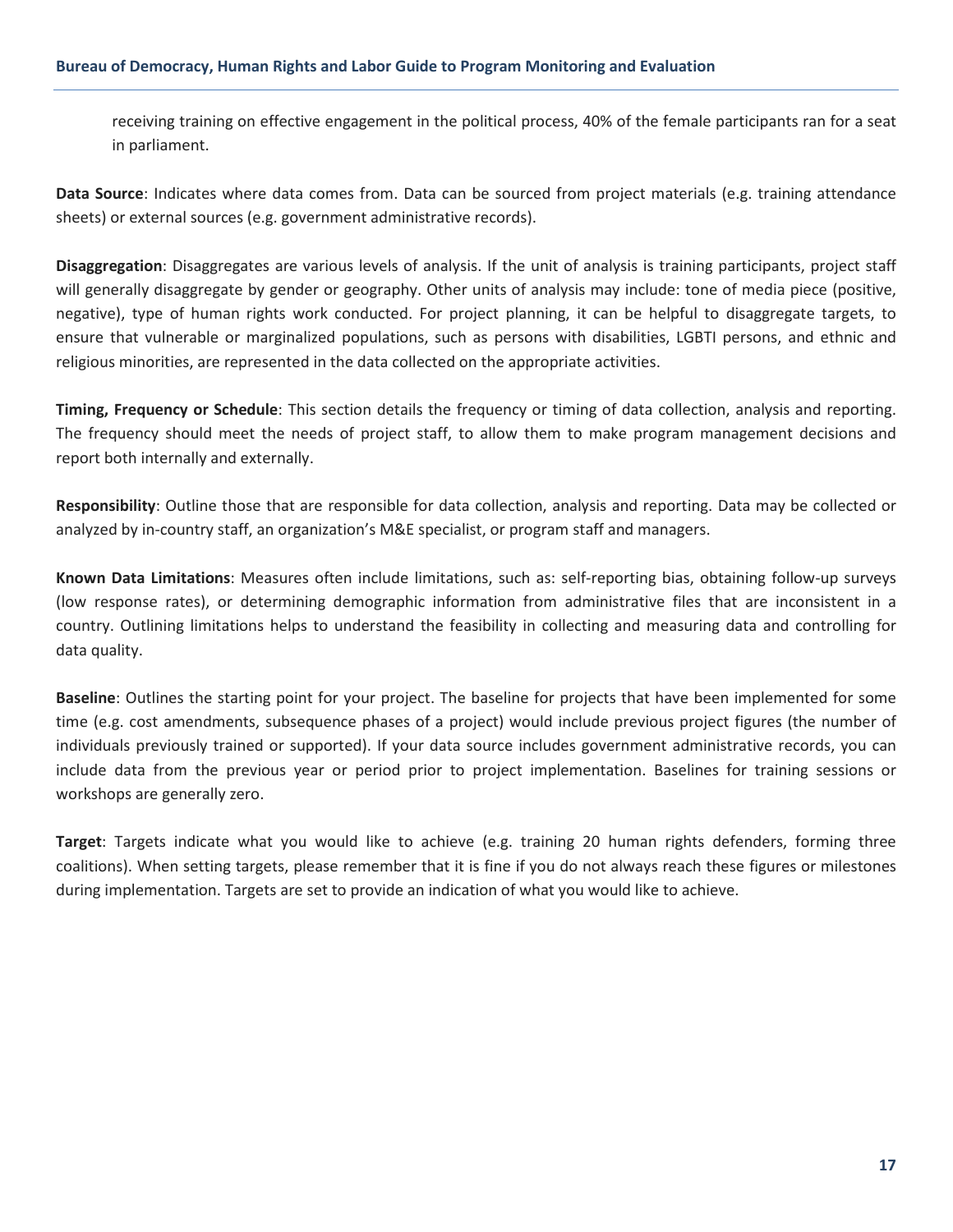receiving training on effective engagement in the political process, 40% of the female participants ran for a seat in parliament.

**Data Source**: Indicates where data comes from. Data can be sourced from project materials (e.g. training attendance sheets) or external sources (e.g. government administrative records).

**Disaggregation**: Disaggregates are various levels of analysis. If the unit of analysis is training participants, project staff will generally disaggregate by gender or geography. Other units of analysis may include: tone of media piece (positive, negative), type of human rights work conducted. For project planning, it can be helpful to disaggregate targets, to ensure that vulnerable or marginalized populations, such as persons with disabilities, LGBTI persons, and ethnic and religious minorities, are represented in the data collected on the appropriate activities.

**Timing, Frequency or Schedule**: This section details the frequency or timing of data collection, analysis and reporting. The frequency should meet the needs of project staff, to allow them to make program management decisions and report both internally and externally.

**Responsibility**: Outline those that are responsible for data collection, analysis and reporting. Data may be collected or analyzed by in-country staff, an organization's M&E specialist, or program staff and managers.

**Known Data Limitations**: Measures often include limitations, such as: self-reporting bias, obtaining follow-up surveys (low response rates), or determining demographic information from administrative files that are inconsistent in a country. Outlining limitations helps to understand the feasibility in collecting and measuring data and controlling for data quality.

**Baseline**: Outlines the starting point for your project. The baseline for projects that have been implemented for some time (e.g. cost amendments, subsequence phases of a project) would include previous project figures (the number of individuals previously trained or supported). If your data source includes government administrative records, you can include data from the previous year or period prior to project implementation. Baselines for training sessions or workshops are generally zero.

**Target**: Targets indicate what you would like to achieve (e.g. training 20 human rights defenders, forming three coalitions). When setting targets, please remember that it is fine if you do not always reach these figures or milestones during implementation. Targets are set to provide an indication of what you would like to achieve.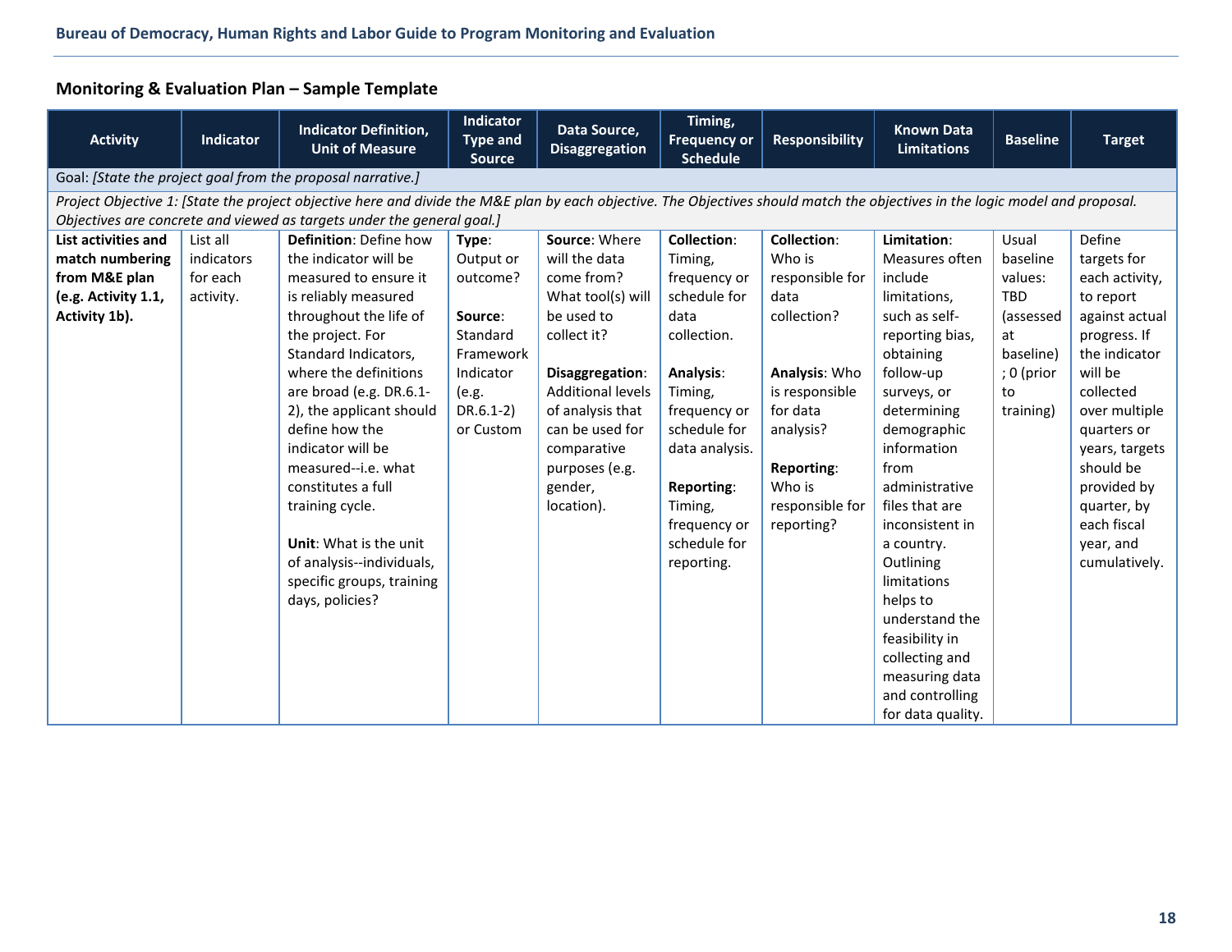## Monitoring & Evaluation Plan – Sample Template

| Activity | Indicator | Indicator Definition, Unit of Measure | Indicator Type and Source | Data Source, Disaggregation | Timing, Frequency or Schedule | Responsibility | Known Data Limitations | Baseline | Target |
|---|---|---|---|---|---|---|---|---|---|
| Goal: *[State the project goal from the proposal narrative.]* | | | | | | | | | |
| *Project Objective 1: [State the project objective here and divide the M&E plan by each objective. The Objectives should match the objectives in the logic model and proposal. Objectives are concrete and viewed as targets under the general goal.]* | | | | | | | | | |
| **List activities and match numbering from M&E plan (e.g. Activity 1.1, Activity 1b).** | List all indicators for each activity. | **Definition**: Define how the indicator will be measured to ensure it is reliably measured throughout the life of the project. For Standard Indicators, where the definitions are broad (e.g. DR.6.1-2), the applicant should define how the indicator will be measured--i.e. what constitutes a full training cycle.<br><br>**Unit**: What is the unit of analysis--individuals, specific groups, training days, policies? | **Type**: Output or outcome?<br><br>**Source**: Standard Framework Indicator (e.g. DR.6.1-2) or Custom | **Source**: Where will the data come from? What tool(s) will be used to collect it?<br><br>**Disaggregation**: Additional levels of analysis that can be used for comparative purposes (e.g. gender, location). | **Collection**: Timing, frequency or schedule for data collection.<br><br>**Analysis**: Timing, frequency or schedule for data analysis.<br><br>**Reporting**: Timing, frequency or schedule for reporting. | **Collection**: Who is responsible for data collection?<br><br>**Analysis**: Who is responsible for data analysis?<br><br>**Reporting**: Who is responsible for reporting? | **Limitation**: Measures often include limitations, such as self-reporting bias, obtaining follow-up surveys, or determining demographic information from administrative files that are inconsistent in a country. Outlining limitations helps to understand the feasibility in collecting and measuring data and controlling for data quality. | Usual baseline values: TBD (assessed at baseline) ; 0 (prior to training) | Define targets for each activity, to report against actual progress. If the indicator will be collected over multiple quarters or years, targets should be provided by quarter, by each fiscal year, and cumulatively. |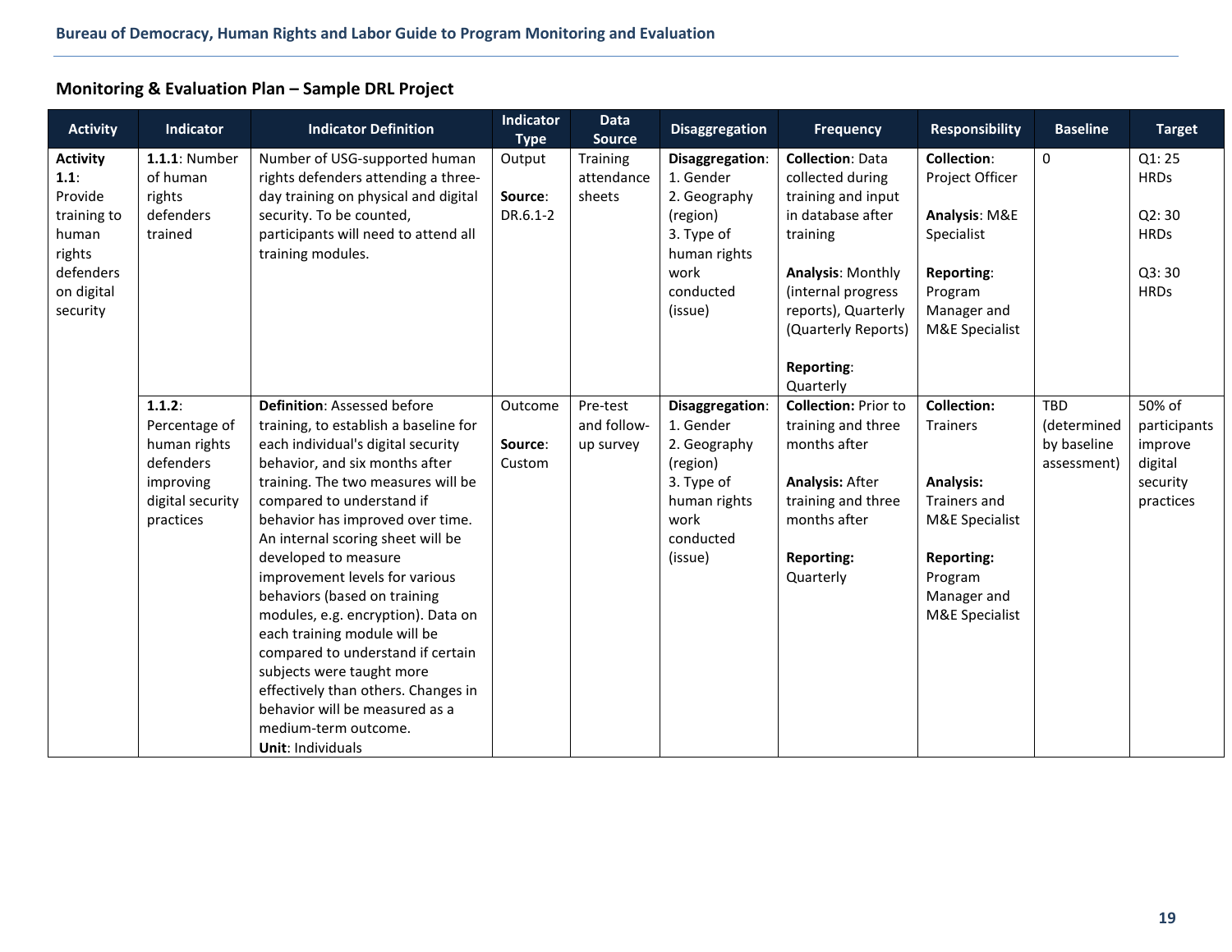## Monitoring & Evaluation Plan – Sample DRL Project

| Activity | Indicator | Indicator Definition | Indicator Type | Data Source | Disaggregation | Frequency | Responsibility | Baseline | Target |
|---|---|---|---|---|---|---|---|---|---|
| **Activity 1.1**: Provide training to human rights defenders on digital security | **1.1.1**: Number of human rights defenders trained | Number of USG-supported human rights defenders attending a three-day training on physical and digital security. To be counted, participants will need to attend all training modules. | Output<br><br>**Source**: DR.6.1-2 | Training attendance sheets | **Disaggregation**:<br>1. Gender<br>2. Geography (region)<br>3. Type of human rights work conducted (issue) | **Collection**: Data collected during training and input in database after training<br><br>**Analysis**: Monthly (internal progress reports), Quarterly (Quarterly Reports)<br><br>**Reporting**: Quarterly | **Collection**: Project Officer<br><br>**Analysis**: M&E Specialist<br><br>**Reporting**: Program Manager and M&E Specialist | 0 | Q1: 25 HRDs<br><br>Q2: 30 HRDs<br><br>Q3: 30 HRDs |
| | **1.1.2**: Percentage of human rights defenders improving digital security practices | **Definition**: Assessed before training, to establish a baseline for each individual's digital security behavior, and six months after training. The two measures will be compared to understand if behavior has improved over time. An internal scoring sheet will be developed to measure improvement levels for various behaviors (based on training modules, e.g. encryption). Data on each training module will be compared to understand if certain subjects were taught more effectively than others. Changes in behavior will be measured as a medium-term outcome.<br>**Unit**: Individuals | Outcome<br><br>**Source**: Custom | Pre-test and follow-up survey | **Disaggregation**:<br>1. Gender<br>2. Geography (region)<br>3. Type of human rights work conducted (issue) | **Collection:** Prior to training and three months after<br><br>**Analysis:** After training and three months after<br><br>**Reporting:** Quarterly | **Collection:** Trainers<br><br>**Analysis:** Trainers and M&E Specialist<br><br>**Reporting:** Program Manager and M&E Specialist | TBD (determined by baseline assessment) | 50% of participants improve digital security practices |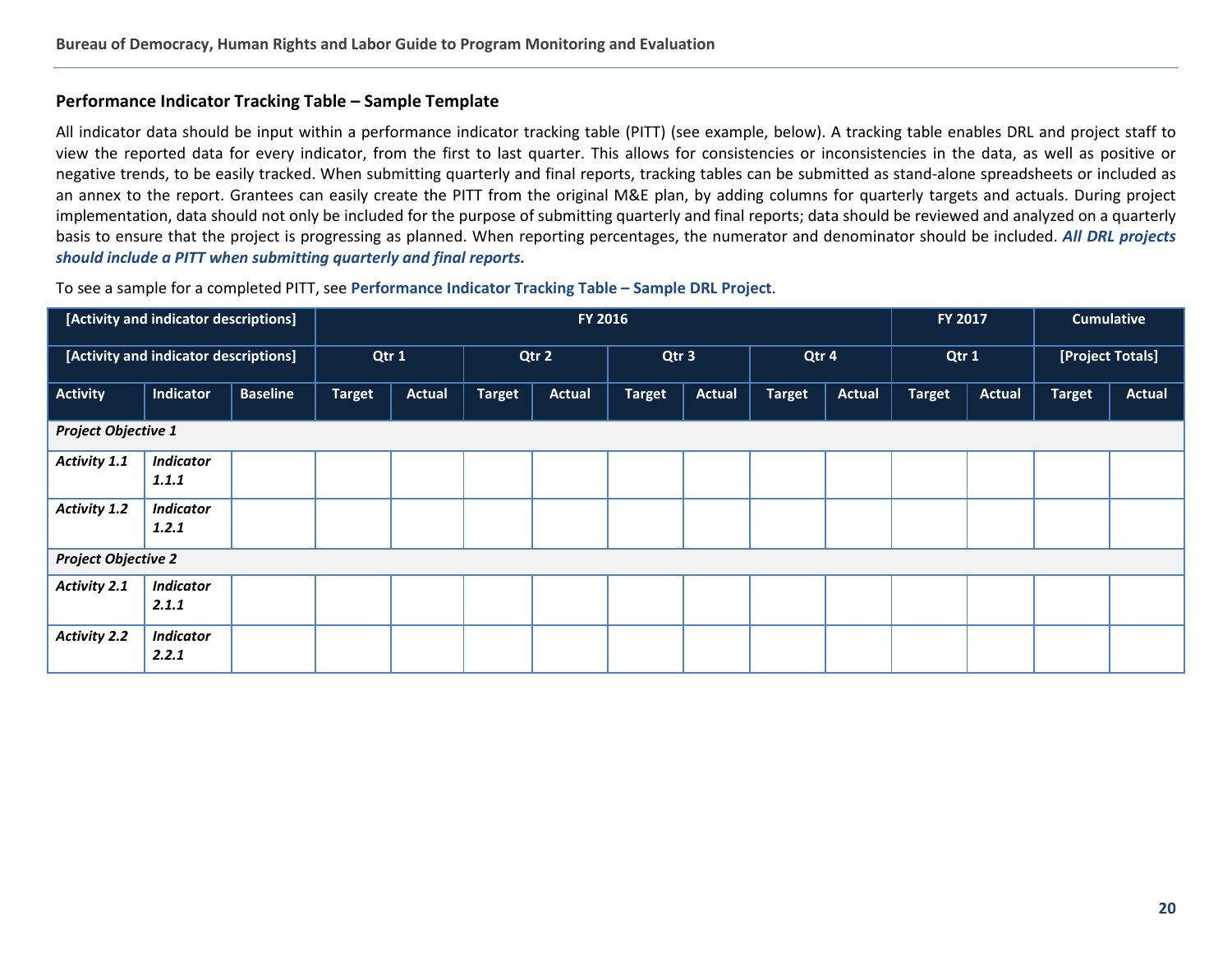### Performance Indicator Tracking Table – Sample Template

All indicator data should be input within a performance indicator tracking table (PITT) (see example, below). A tracking table enables DRL and project staff to view the reported data for every indicator, from the first to last quarter. This allows for consistencies or inconsistencies in the data, as well as positive or negative trends, to be easily tracked. When submitting quarterly and final reports, tracking tables can be submitted as stand-alone spreadsheets or included as an annex to the report. Grantees can easily create the PITT from the original M&E plan, by adding columns for quarterly targets and actuals. During project implementation, data should not only be included for the purpose of submitting quarterly and final reports; data should be reviewed and analyzed on a quarterly basis to ensure that the project is progressing as planned. When reporting percentages, the numerator and denominator should be included. ***All DRL projects should include a PITT when submitting quarterly and final reports.***

To see a sample for a completed PITT, see **Performance Indicator Tracking Table – Sample DRL Project**.

| [Activity and indicator descriptions] | | | FY 2016 | | | | | | | | FY 2017 | | Cumulative | |
|---|---|---|---|---|---|---|---|---|---|---|---|---|---|---|
| [Activity and indicator descriptions] | | | Qtr 1 | | Qtr 2 | | Qtr 3 | | Qtr 4 | | Qtr 1 | | [Project Totals] | |
| Activity | Indicator | Baseline | Target | Actual | Target | Actual | Target | Actual | Target | Actual | Target | Actual | Target | Actual |
| ***Project Objective 1*** | | | | | | | | | | | | | | |
| ***Activity 1.1*** | ***Indicator 1.1.1*** | | | | | | | | | | | | | |
| ***Activity 1.2*** | ***Indicator 1.2.1*** | | | | | | | | | | | | | |
| ***Project Objective 2*** | | | | | | | | | | | | | | |
| ***Activity 2.1*** | ***Indicator 2.1.1*** | | | | | | | | | | | | | |
| ***Activity 2.2*** | ***Indicator 2.2.1*** | | | | | | | | | | | | | |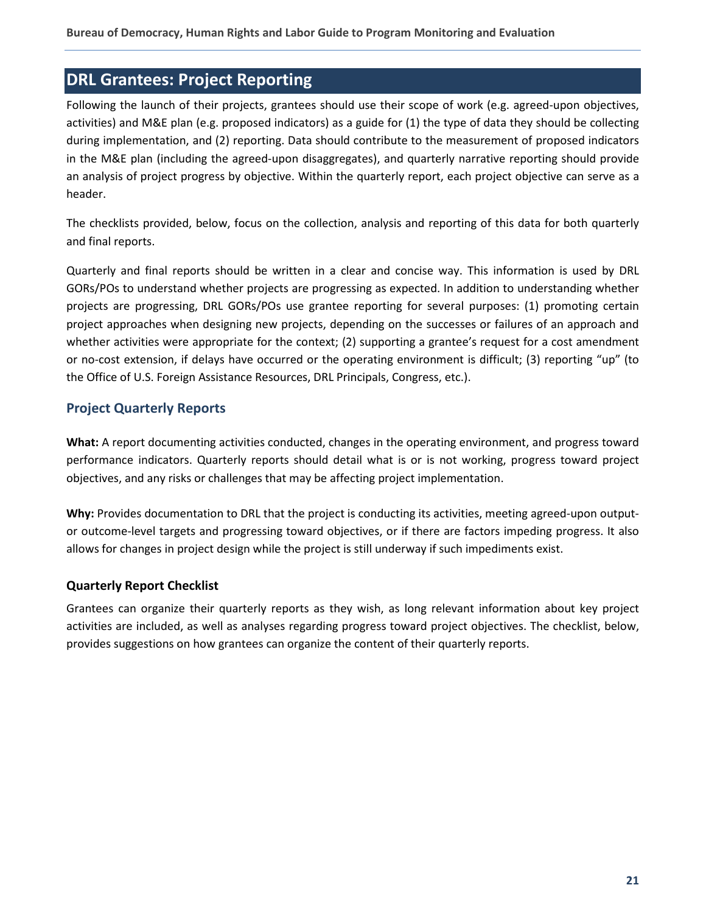## DRL Grantees: Project Reporting

Following the launch of their projects, grantees should use their scope of work (e.g. agreed-upon objectives, activities) and M&E plan (e.g. proposed indicators) as a guide for (1) the type of data they should be collecting during implementation, and (2) reporting. Data should contribute to the measurement of proposed indicators in the M&E plan (including the agreed-upon disaggregates), and quarterly narrative reporting should provide an analysis of project progress by objective. Within the quarterly report, each project objective can serve as a header.

The checklists provided, below, focus on the collection, analysis and reporting of this data for both quarterly and final reports.

Quarterly and final reports should be written in a clear and concise way. This information is used by DRL GORs/POs to understand whether projects are progressing as expected. In addition to understanding whether projects are progressing, DRL GORs/POs use grantee reporting for several purposes: (1) promoting certain project approaches when designing new projects, depending on the successes or failures of an approach and whether activities were appropriate for the context; (2) supporting a grantee's request for a cost amendment or no-cost extension, if delays have occurred or the operating environment is difficult; (3) reporting "up" (to the Office of U.S. Foreign Assistance Resources, DRL Principals, Congress, etc.).

### Project Quarterly Reports

**What:** A report documenting activities conducted, changes in the operating environment, and progress toward performance indicators. Quarterly reports should detail what is or is not working, progress toward project objectives, and any risks or challenges that may be affecting project implementation.

**Why:** Provides documentation to DRL that the project is conducting its activities, meeting agreed-upon output- or outcome-level targets and progressing toward objectives, or if there are factors impeding progress. It also allows for changes in project design while the project is still underway if such impediments exist.

#### Quarterly Report Checklist

Grantees can organize their quarterly reports as they wish, as long relevant information about key project activities are included, as well as analyses regarding progress toward project objectives. The checklist, below, provides suggestions on how grantees can organize the content of their quarterly reports.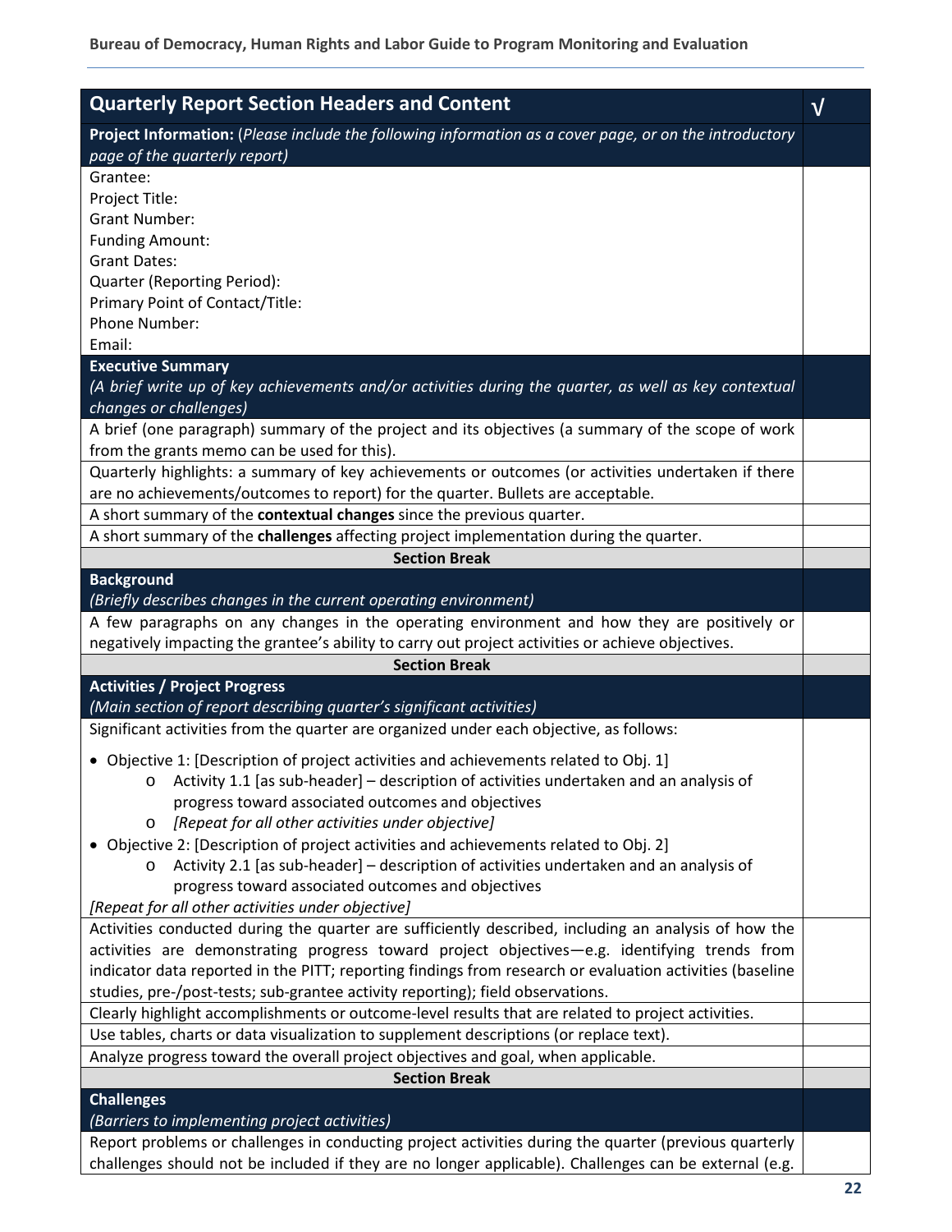| Quarterly Report Section Headers and Content | √ |
|---|---|
| **Project Information:** (*Please include the following information as a cover page, or on the introductory page of the quarterly report)* | |
| Grantee:<br>Project Title:<br>Grant Number:<br>Funding Amount:<br>Grant Dates:<br>Quarter (Reporting Period):<br>Primary Point of Contact/Title:<br>Phone Number:<br>Email: | |
| **Executive Summary**<br>*(A brief write up of key achievements and/or activities during the quarter, as well as key contextual changes or challenges)* | |
| A brief (one paragraph) summary of the project and its objectives (a summary of the scope of work from the grants memo can be used for this). | |
| Quarterly highlights: a summary of key achievements or outcomes (or activities undertaken if there are no achievements/outcomes to report) for the quarter. Bullets are acceptable. | |
| A short summary of the **contextual changes** since the previous quarter. | |
| A short summary of the **challenges** affecting project implementation during the quarter. | |
| **Section Break** | |
| **Background**<br>*(Briefly describes changes in the current operating environment)* | |
| A few paragraphs on any changes in the operating environment and how they are positively or negatively impacting the grantee's ability to carry out project activities or achieve objectives. | |
| **Section Break** | |
| **Activities / Project Progress**<br>*(Main section of report describing quarter's significant activities)* | |
| Significant activities from the quarter are organized under each objective, as follows:<br>• Objective 1: [Description of project activities and achievements related to Obj. 1]<br>&nbsp;&nbsp;&nbsp;&nbsp;o Activity 1.1 [as sub-header] – description of activities undertaken and an analysis of progress toward associated outcomes and objectives<br>&nbsp;&nbsp;&nbsp;&nbsp;o *[Repeat for all other activities under objective]*<br>• Objective 2: [Description of project activities and achievements related to Obj. 2]<br>&nbsp;&nbsp;&nbsp;&nbsp;o Activity 2.1 [as sub-header] – description of activities undertaken and an analysis of progress toward associated outcomes and objectives<br>*[Repeat for all other activities under objective]* | |
| Activities conducted during the quarter are sufficiently described, including an analysis of how the activities are demonstrating progress toward project objectives—e.g. identifying trends from indicator data reported in the PITT; reporting findings from research or evaluation activities (baseline studies, pre-/post-tests; sub-grantee activity reporting); field observations. | |
| Clearly highlight accomplishments or outcome-level results that are related to project activities. | |
| Use tables, charts or data visualization to supplement descriptions (or replace text). | |
| Analyze progress toward the overall project objectives and goal, when applicable. | |
| **Section Break** | |
| **Challenges**<br>*(Barriers to implementing project activities)* | |
| Report problems or challenges in conducting project activities during the quarter (previous quarterly challenges should not be included if they are no longer applicable). Challenges can be external (e.g. | |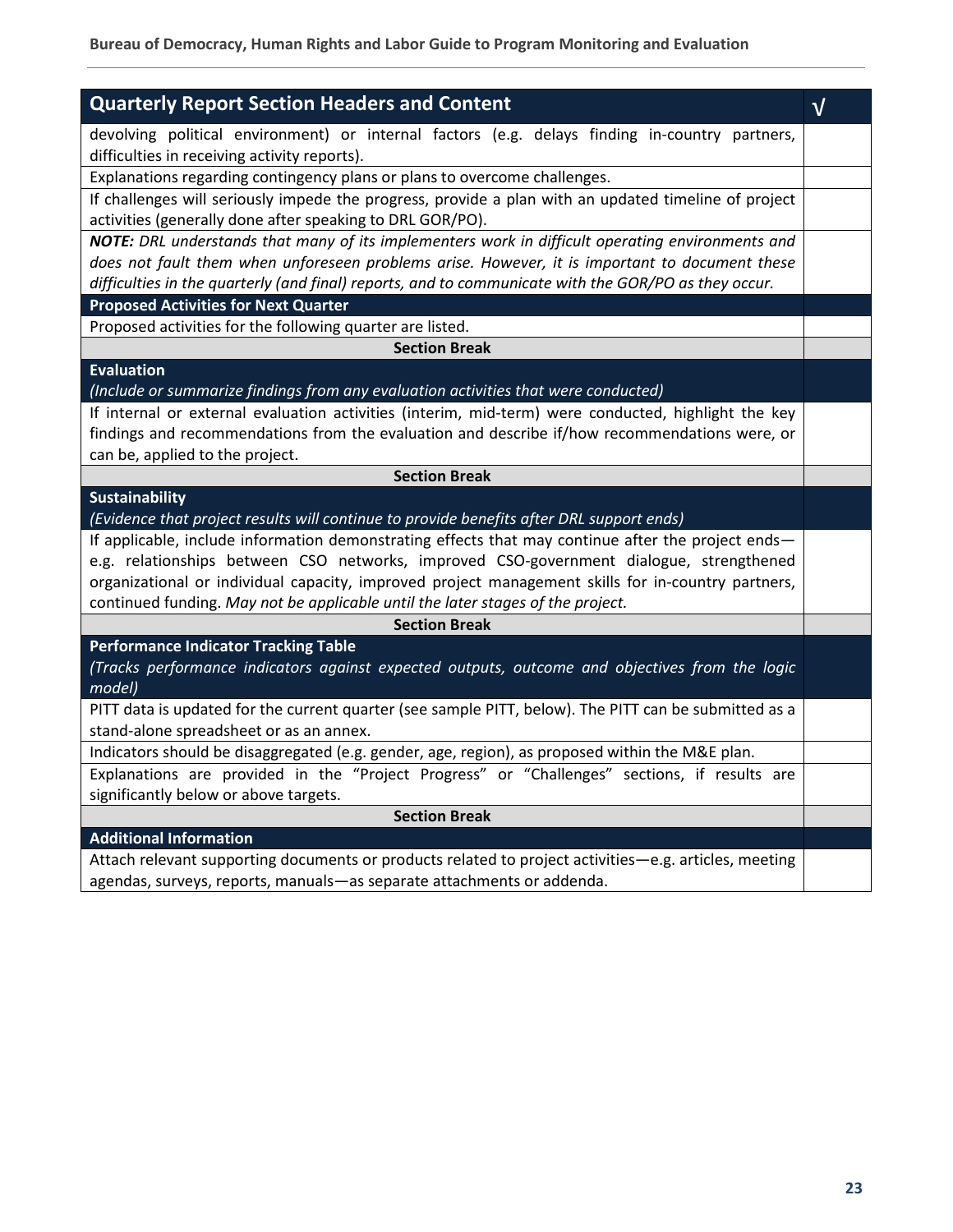| Quarterly Report Section Headers and Content | √ |
|---|---|
| devolving political environment) or internal factors (e.g. delays finding in-country partners, difficulties in receiving activity reports). | |
| Explanations regarding contingency plans or plans to overcome challenges. | |
| If challenges will seriously impede the progress, provide a plan with an updated timeline of project activities (generally done after speaking to DRL GOR/PO). | |
| ***NOTE:*** *DRL understands that many of its implementers work in difficult operating environments and does not fault them when unforeseen problems arise. However, it is important to document these difficulties in the quarterly (and final) reports, and to communicate with the GOR/PO as they occur.* | |
| **Proposed Activities for Next Quarter** | |
| Proposed activities for the following quarter are listed. | |
| **Section Break** | |
| **Evaluation** *(Include or summarize findings from any evaluation activities that were conducted)* | |
| If internal or external evaluation activities (interim, mid-term) were conducted, highlight the key findings and recommendations from the evaluation and describe if/how recommendations were, or can be, applied to the project. | |
| **Section Break** | |
| **Sustainability** *(Evidence that project results will continue to provide benefits after DRL support ends)* | |
| If applicable, include information demonstrating effects that may continue after the project ends—e.g. relationships between CSO networks, improved CSO-government dialogue, strengthened organizational or individual capacity, improved project management skills for in-country partners, continued funding. *May not be applicable until the later stages of the project.* | |
| **Section Break** | |
| **Performance Indicator Tracking Table** *(Tracks performance indicators against expected outputs, outcome and objectives from the logic model)* | |
| PITT data is updated for the current quarter (see sample PITT, below). The PITT can be submitted as a stand-alone spreadsheet or as an annex. | |
| Indicators should be disaggregated (e.g. gender, age, region), as proposed within the M&E plan. | |
| Explanations are provided in the "Project Progress" or "Challenges" sections, if results are significantly below or above targets. | |
| **Section Break** | |
| **Additional Information** | |
| Attach relevant supporting documents or products related to project activities—e.g. articles, meeting agendas, surveys, reports, manuals—as separate attachments or addenda. | |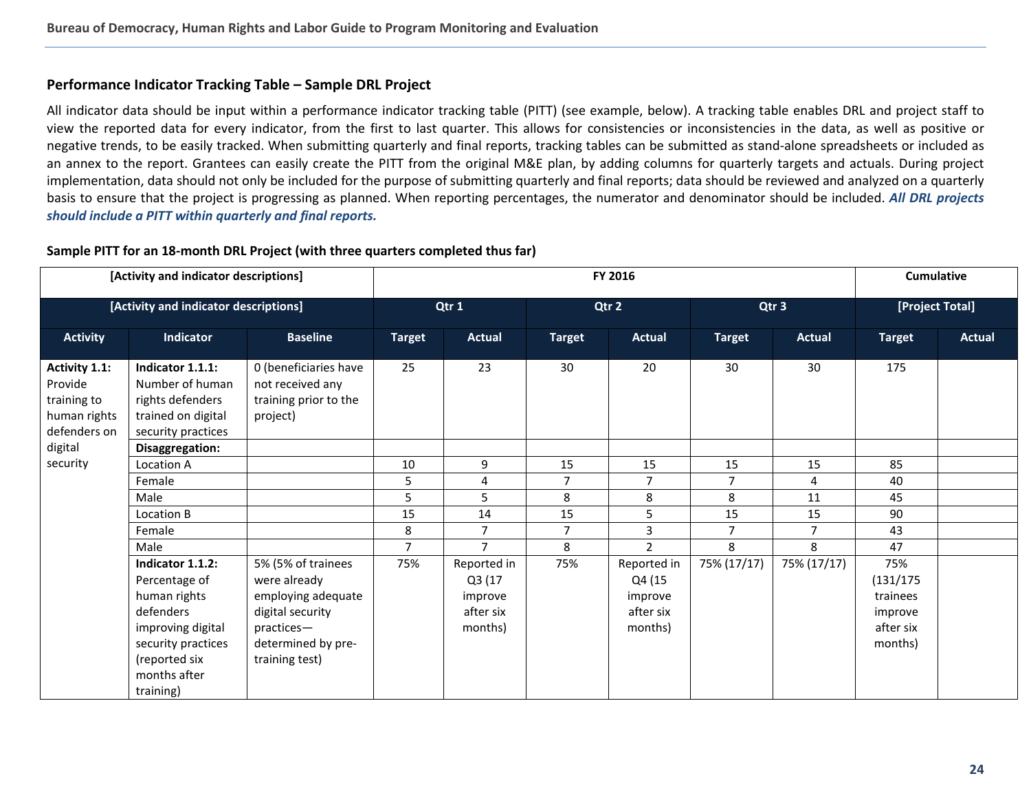### Performance Indicator Tracking Table – Sample DRL Project

All indicator data should be input within a performance indicator tracking table (PITT) (see example, below). A tracking table enables DRL and project staff to view the reported data for every indicator, from the first to last quarter. This allows for consistencies or inconsistencies in the data, as well as positive or negative trends, to be easily tracked. When submitting quarterly and final reports, tracking tables can be submitted as stand-alone spreadsheets or included as an annex to the report. Grantees can easily create the PITT from the original M&E plan, by adding columns for quarterly targets and actuals. During project implementation, data should not only be included for the purpose of submitting quarterly and final reports; data should be reviewed and analyzed on a quarterly basis to ensure that the project is progressing as planned. When reporting percentages, the numerator and denominator should be included. ***All DRL projects should include a PITT within quarterly and final reports.***

**Sample PITT for an 18-month DRL Project (with three quarters completed thus far)**

| [Activity and indicator descriptions] | | | FY 2016 | | | | | | Cumulative | |
|---|---|---|---|---|---|---|---|---|---|---|
| [Activity and indicator descriptions] | | | Qtr 1 | | Qtr 2 | | Qtr 3 | | [Project Total] | |
| **Activity** | **Indicator** | **Baseline** | **Target** | **Actual** | **Target** | **Actual** | **Target** | **Actual** | **Target** | **Actual** |
| **Activity 1.1:** Provide training to human rights defenders on digital security | **Indicator 1.1.1:** Number of human rights defenders trained on digital security practices | 0 (beneficiaries have not received any training prior to the project) | 25 | 23 | 30 | 20 | 30 | 30 | 175 | |
| | **Disaggregation:** | | | | | | | | | |
| | Location A | | 10 | 9 | 15 | 15 | 15 | 15 | 85 | |
| | Female | | 5 | 4 | 7 | 7 | 7 | 4 | 40 | |
| | Male | | 5 | 5 | 8 | 8 | 8 | 11 | 45 | |
| | Location B | | 15 | 14 | 15 | 5 | 15 | 15 | 90 | |
| | Female | | 8 | 7 | 7 | 3 | 7 | 7 | 43 | |
| | Male | | 7 | 7 | 8 | 2 | 8 | 8 | 47 | |
| | **Indicator 1.1.2:** Percentage of human rights defenders improving digital security practices (reported six months after training) | 5% (5% of trainees were already employing adequate digital security practices—determined by pre-training test) | 75% | Reported in Q3 (17 improve after six months) | 75% | Reported in Q4 (15 improve after six months) | 75% (17/17) | 75% (17/17) | 75% (131/175 trainees improve after six months) | |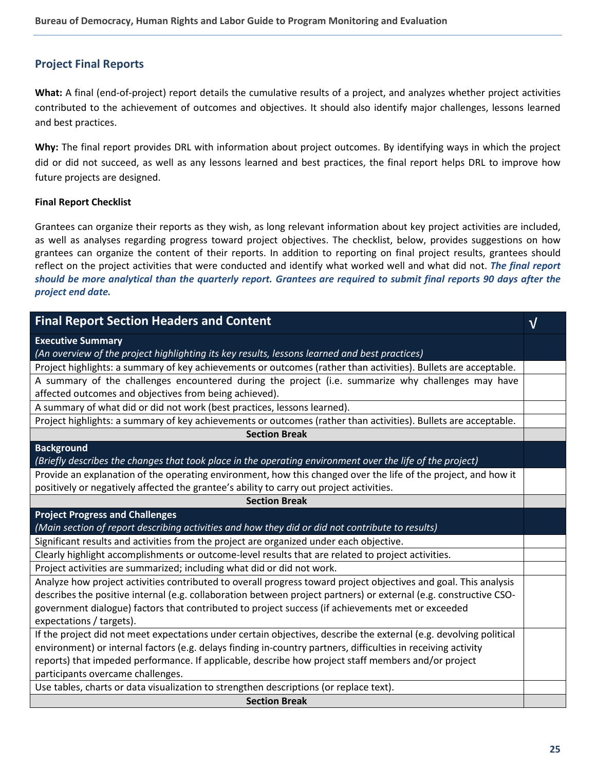## Project Final Reports

**What:** A final (end-of-project) report details the cumulative results of a project, and analyzes whether project activities contributed to the achievement of outcomes and objectives. It should also identify major challenges, lessons learned and best practices.

**Why:** The final report provides DRL with information about project outcomes. By identifying ways in which the project did or did not succeed, as well as any lessons learned and best practices, the final report helps DRL to improve how future projects are designed.

**Final Report Checklist**

Grantees can organize their reports as they wish, as long relevant information about key project activities are included, as well as analyses regarding progress toward project objectives. The checklist, below, provides suggestions on how grantees can organize the content of their reports. In addition to reporting on final project results, grantees should reflect on the project activities that were conducted and identify what worked well and what did not. ***The final report should be more analytical than the quarterly report. Grantees are required to submit final reports 90 days after the project end date.***

| Final Report Section Headers and Content | √ |
|---|---|
| **Executive Summary** *(An overview of the project highlighting its key results, lessons learned and best practices)* | |
| Project highlights: a summary of key achievements or outcomes (rather than activities). Bullets are acceptable. | |
| A summary of the challenges encountered during the project (i.e. summarize why challenges may have affected outcomes and objectives from being achieved). | |
| A summary of what did or did not work (best practices, lessons learned). | |
| Project highlights: a summary of key achievements or outcomes (rather than activities). Bullets are acceptable. | |
| **Section Break** | |
| **Background** *(Briefly describes the changes that took place in the operating environment over the life of the project)* | |
| Provide an explanation of the operating environment, how this changed over the life of the project, and how it positively or negatively affected the grantee's ability to carry out project activities. | |
| **Section Break** | |
| **Project Progress and Challenges** *(Main section of report describing activities and how they did or did not contribute to results)* | |
| Significant results and activities from the project are organized under each objective. | |
| Clearly highlight accomplishments or outcome-level results that are related to project activities. | |
| Project activities are summarized; including what did or did not work. | |
| Analyze how project activities contributed to overall progress toward project objectives and goal. This analysis describes the positive internal (e.g. collaboration between project partners) or external (e.g. constructive CSO-government dialogue) factors that contributed to project success (if achievements met or exceeded expectations / targets). | |
| If the project did not meet expectations under certain objectives, describe the external (e.g. devolving political environment) or internal factors (e.g. delays finding in-country partners, difficulties in receiving activity reports) that impeded performance. If applicable, describe how project staff members and/or project participants overcame challenges. | |
| Use tables, charts or data visualization to strengthen descriptions (or replace text). | |
| **Section Break** | |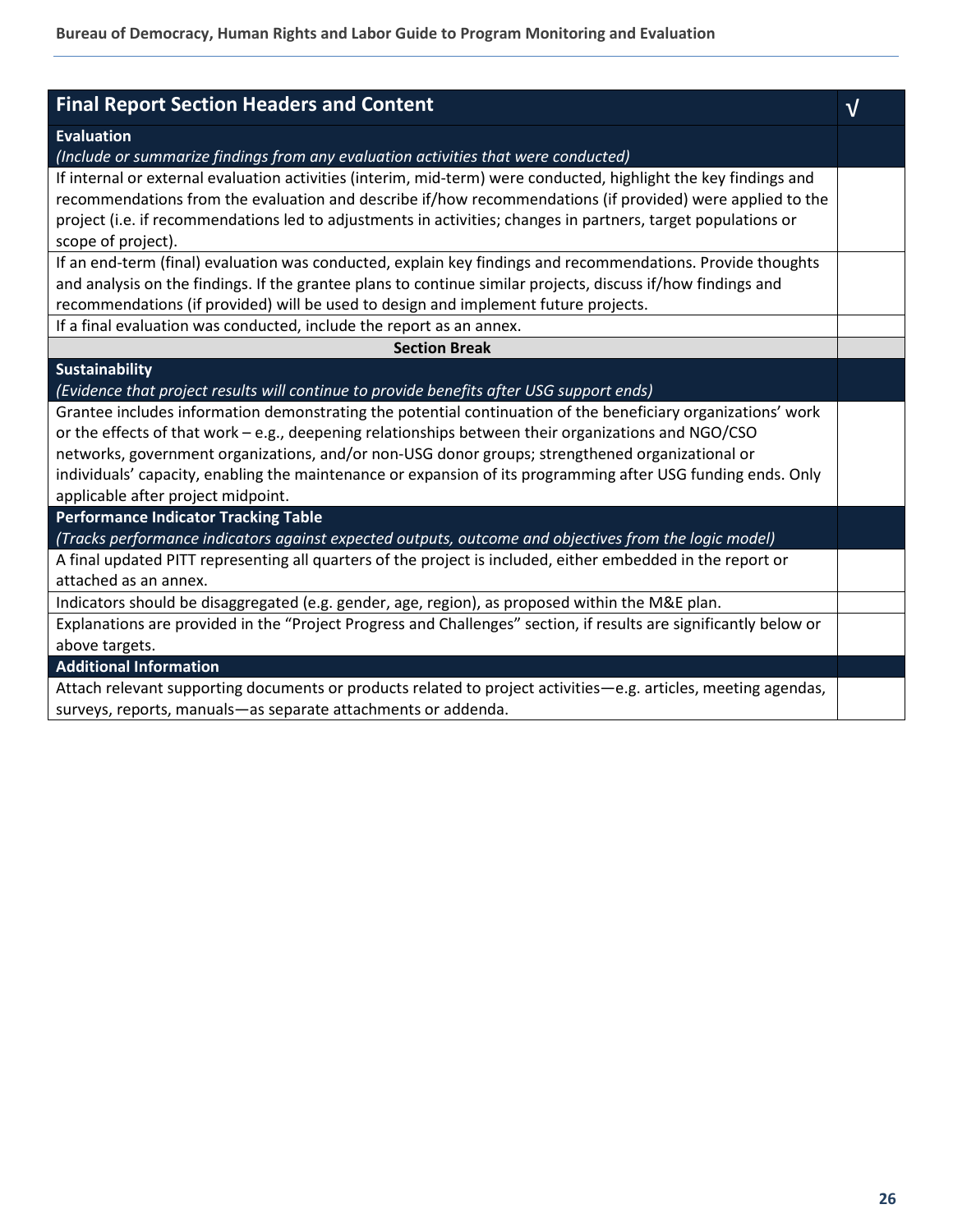| Final Report Section Headers and Content | √ |
|---|---|
| **Evaluation** *(Include or summarize findings from any evaluation activities that were conducted)* | |
| If internal or external evaluation activities (interim, mid-term) were conducted, highlight the key findings and recommendations from the evaluation and describe if/how recommendations (if provided) were applied to the project (i.e. if recommendations led to adjustments in activities; changes in partners, target populations or scope of project). | |
| If an end-term (final) evaluation was conducted, explain key findings and recommendations. Provide thoughts and analysis on the findings. If the grantee plans to continue similar projects, discuss if/how findings and recommendations (if provided) will be used to design and implement future projects. | |
| If a final evaluation was conducted, include the report as an annex. | |
| **Section Break** | |
| **Sustainability** *(Evidence that project results will continue to provide benefits after USG support ends)* | |
| Grantee includes information demonstrating the potential continuation of the beneficiary organizations' work or the effects of that work – e.g., deepening relationships between their organizations and NGO/CSO networks, government organizations, and/or non-USG donor groups; strengthened organizational or individuals' capacity, enabling the maintenance or expansion of its programming after USG funding ends. Only applicable after project midpoint. | |
| **Performance Indicator Tracking Table** *(Tracks performance indicators against expected outputs, outcome and objectives from the logic model)* | |
| A final updated PITT representing all quarters of the project is included, either embedded in the report or attached as an annex. | |
| Indicators should be disaggregated (e.g. gender, age, region), as proposed within the M&E plan. | |
| Explanations are provided in the "Project Progress and Challenges" section, if results are significantly below or above targets. | |
| **Additional Information** | |
| Attach relevant supporting documents or products related to project activities—e.g. articles, meeting agendas, surveys, reports, manuals—as separate attachments or addenda. | |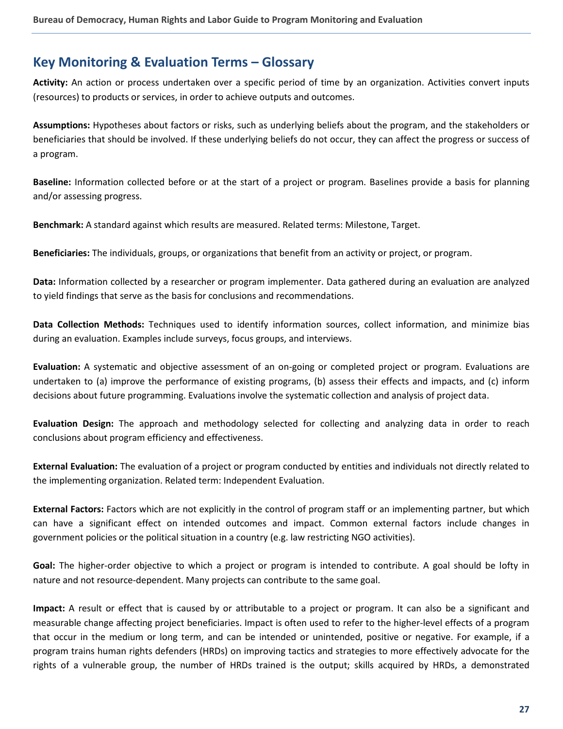## Key Monitoring & Evaluation Terms – Glossary

**Activity:** An action or process undertaken over a specific period of time by an organization. Activities convert inputs (resources) to products or services, in order to achieve outputs and outcomes.

**Assumptions:** Hypotheses about factors or risks, such as underlying beliefs about the program, and the stakeholders or beneficiaries that should be involved. If these underlying beliefs do not occur, they can affect the progress or success of a program.

**Baseline:** Information collected before or at the start of a project or program. Baselines provide a basis for planning and/or assessing progress.

**Benchmark:** A standard against which results are measured. Related terms: Milestone, Target.

**Beneficiaries:** The individuals, groups, or organizations that benefit from an activity or project, or program.

**Data:** Information collected by a researcher or program implementer. Data gathered during an evaluation are analyzed to yield findings that serve as the basis for conclusions and recommendations.

**Data Collection Methods:** Techniques used to identify information sources, collect information, and minimize bias during an evaluation. Examples include surveys, focus groups, and interviews.

**Evaluation:** A systematic and objective assessment of an on-going or completed project or program. Evaluations are undertaken to (a) improve the performance of existing programs, (b) assess their effects and impacts, and (c) inform decisions about future programming. Evaluations involve the systematic collection and analysis of project data.

**Evaluation Design:** The approach and methodology selected for collecting and analyzing data in order to reach conclusions about program efficiency and effectiveness.

**External Evaluation:** The evaluation of a project or program conducted by entities and individuals not directly related to the implementing organization. Related term: Independent Evaluation.

**External Factors:** Factors which are not explicitly in the control of program staff or an implementing partner, but which can have a significant effect on intended outcomes and impact. Common external factors include changes in government policies or the political situation in a country (e.g. law restricting NGO activities).

**Goal:** The higher-order objective to which a project or program is intended to contribute. A goal should be lofty in nature and not resource-dependent. Many projects can contribute to the same goal.

**Impact:** A result or effect that is caused by or attributable to a project or program. It can also be a significant and measurable change affecting project beneficiaries. Impact is often used to refer to the higher-level effects of a program that occur in the medium or long term, and can be intended or unintended, positive or negative. For example, if a program trains human rights defenders (HRDs) on improving tactics and strategies to more effectively advocate for the rights of a vulnerable group, the number of HRDs trained is the output; skills acquired by HRDs, a demonstrated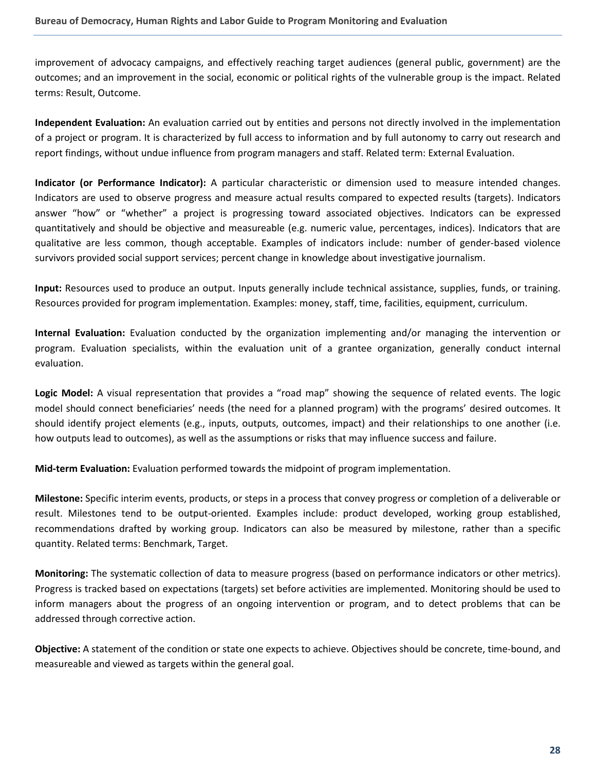improvement of advocacy campaigns, and effectively reaching target audiences (general public, government) are the outcomes; and an improvement in the social, economic or political rights of the vulnerable group is the impact. Related terms: Result, Outcome.

**Independent Evaluation:** An evaluation carried out by entities and persons not directly involved in the implementation of a project or program. It is characterized by full access to information and by full autonomy to carry out research and report findings, without undue influence from program managers and staff. Related term: External Evaluation.

**Indicator (or Performance Indicator):** A particular characteristic or dimension used to measure intended changes. Indicators are used to observe progress and measure actual results compared to expected results (targets). Indicators answer "how" or "whether" a project is progressing toward associated objectives. Indicators can be expressed quantitatively and should be objective and measureable (e.g. numeric value, percentages, indices). Indicators that are qualitative are less common, though acceptable. Examples of indicators include: number of gender-based violence survivors provided social support services; percent change in knowledge about investigative journalism.

**Input:** Resources used to produce an output. Inputs generally include technical assistance, supplies, funds, or training. Resources provided for program implementation. Examples: money, staff, time, facilities, equipment, curriculum.

**Internal Evaluation:** Evaluation conducted by the organization implementing and/or managing the intervention or program. Evaluation specialists, within the evaluation unit of a grantee organization, generally conduct internal evaluation.

**Logic Model:** A visual representation that provides a "road map" showing the sequence of related events. The logic model should connect beneficiaries' needs (the need for a planned program) with the programs' desired outcomes. It should identify project elements (e.g., inputs, outputs, outcomes, impact) and their relationships to one another (i.e. how outputs lead to outcomes), as well as the assumptions or risks that may influence success and failure.

**Mid-term Evaluation:** Evaluation performed towards the midpoint of program implementation.

**Milestone:** Specific interim events, products, or steps in a process that convey progress or completion of a deliverable or result. Milestones tend to be output-oriented. Examples include: product developed, working group established, recommendations drafted by working group. Indicators can also be measured by milestone, rather than a specific quantity. Related terms: Benchmark, Target.

**Monitoring:** The systematic collection of data to measure progress (based on performance indicators or other metrics). Progress is tracked based on expectations (targets) set before activities are implemented. Monitoring should be used to inform managers about the progress of an ongoing intervention or program, and to detect problems that can be addressed through corrective action.

**Objective:** A statement of the condition or state one expects to achieve. Objectives should be concrete, time-bound, and measureable and viewed as targets within the general goal.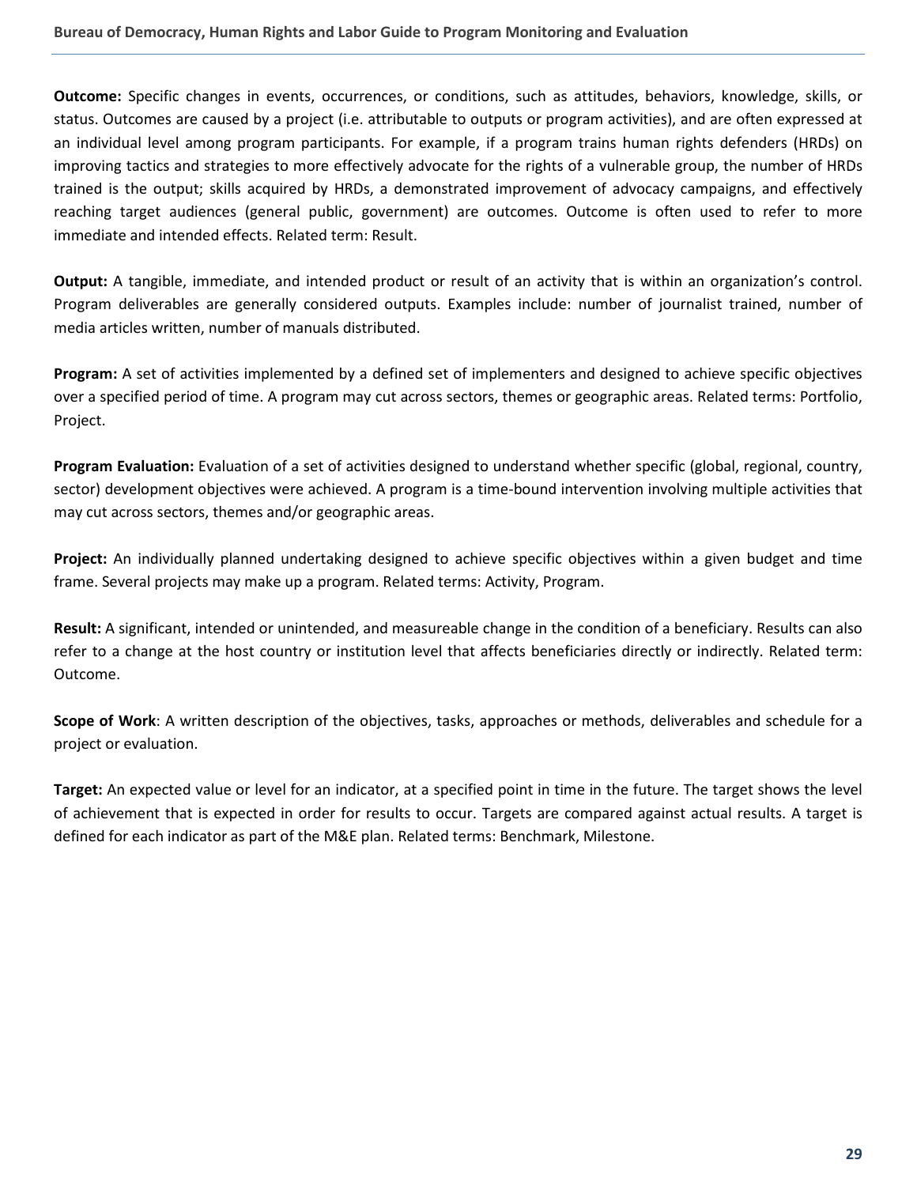**Outcome:** Specific changes in events, occurrences, or conditions, such as attitudes, behaviors, knowledge, skills, or status. Outcomes are caused by a project (i.e. attributable to outputs or program activities), and are often expressed at an individual level among program participants. For example, if a program trains human rights defenders (HRDs) on improving tactics and strategies to more effectively advocate for the rights of a vulnerable group, the number of HRDs trained is the output; skills acquired by HRDs, a demonstrated improvement of advocacy campaigns, and effectively reaching target audiences (general public, government) are outcomes. Outcome is often used to refer to more immediate and intended effects. Related term: Result.

**Output:** A tangible, immediate, and intended product or result of an activity that is within an organization's control. Program deliverables are generally considered outputs. Examples include: number of journalist trained, number of media articles written, number of manuals distributed.

**Program:** A set of activities implemented by a defined set of implementers and designed to achieve specific objectives over a specified period of time. A program may cut across sectors, themes or geographic areas. Related terms: Portfolio, Project.

**Program Evaluation:** Evaluation of a set of activities designed to understand whether specific (global, regional, country, sector) development objectives were achieved. A program is a time-bound intervention involving multiple activities that may cut across sectors, themes and/or geographic areas.

**Project:** An individually planned undertaking designed to achieve specific objectives within a given budget and time frame. Several projects may make up a program. Related terms: Activity, Program.

**Result:** A significant, intended or unintended, and measureable change in the condition of a beneficiary. Results can also refer to a change at the host country or institution level that affects beneficiaries directly or indirectly. Related term: Outcome.

**Scope of Work**: A written description of the objectives, tasks, approaches or methods, deliverables and schedule for a project or evaluation.

**Target:** An expected value or level for an indicator, at a specified point in time in the future. The target shows the level of achievement that is expected in order for results to occur. Targets are compared against actual results. A target is defined for each indicator as part of the M&E plan. Related terms: Benchmark, Milestone.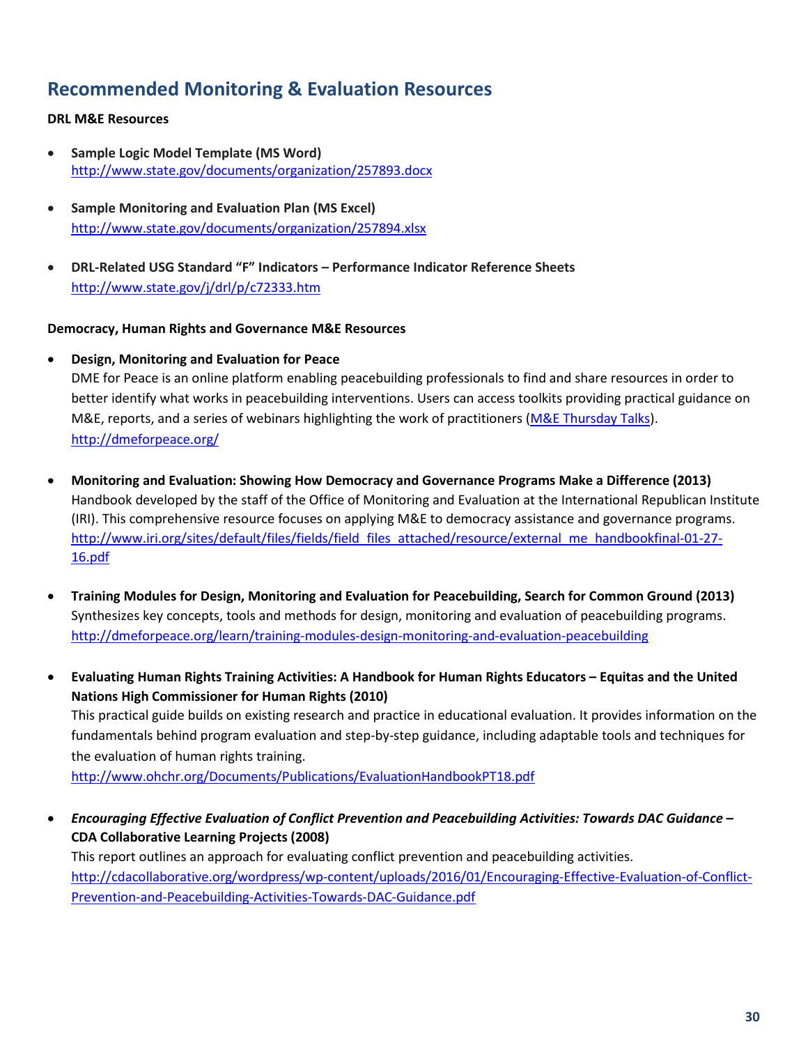## Recommended Monitoring & Evaluation Resources

**DRL M&E Resources**

- **Sample Logic Model Template (MS Word)**
  http://www.state.gov/documents/organization/257893.docx

- **Sample Monitoring and Evaluation Plan (MS Excel)**
  http://www.state.gov/documents/organization/257894.xlsx

- **DRL-Related USG Standard "F" Indicators – Performance Indicator Reference Sheets**
  http://www.state.gov/j/drl/p/c72333.htm

**Democracy, Human Rights and Governance M&E Resources**

- **Design, Monitoring and Evaluation for Peace**
  DME for Peace is an online platform enabling peacebuilding professionals to find and share resources in order to better identify what works in peacebuilding interventions. Users can access toolkits providing practical guidance on M&E, reports, and a series of webinars highlighting the work of practitioners (M&E Thursday Talks).
  http://dmeforpeace.org/

- **Monitoring and Evaluation: Showing How Democracy and Governance Programs Make a Difference (2013)**
  Handbook developed by the staff of the Office of Monitoring and Evaluation at the International Republican Institute (IRI). This comprehensive resource focuses on applying M&E to democracy assistance and governance programs.
  http://www.iri.org/sites/default/files/fields/field_files_attached/resource/external_me_handbookfinal-01-27-16.pdf

- **Training Modules for Design, Monitoring and Evaluation for Peacebuilding, Search for Common Ground (2013)**
  Synthesizes key concepts, tools and methods for design, monitoring and evaluation of peacebuilding programs.
  http://dmeforpeace.org/learn/training-modules-design-monitoring-and-evaluation-peacebuilding

- **Evaluating Human Rights Training Activities: A Handbook for Human Rights Educators – Equitas and the United Nations High Commissioner for Human Rights (2010)**
  This practical guide builds on existing research and practice in educational evaluation. It provides information on the fundamentals behind program evaluation and step-by-step guidance, including adaptable tools and techniques for the evaluation of human rights training.
  http://www.ohchr.org/Documents/Publications/EvaluationHandbookPT18.pdf

- ***Encouraging Effective Evaluation of Conflict Prevention and Peacebuilding Activities: Towards DAC Guidance* – CDA Collaborative Learning Projects (2008)**
  This report outlines an approach for evaluating conflict prevention and peacebuilding activities.
  http://cdacollaborative.org/wordpress/wp-content/uploads/2016/01/Encouraging-Effective-Evaluation-of-Conflict-Prevention-and-Peacebuilding-Activities-Towards-DAC-Guidance.pdf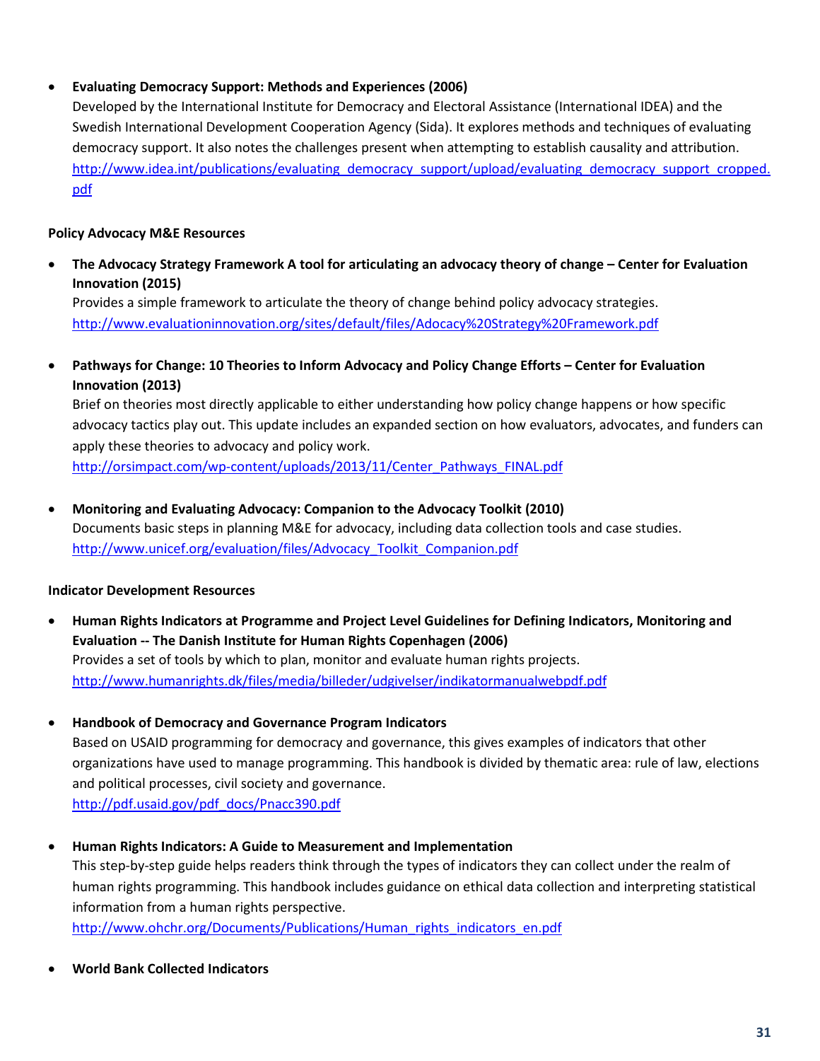- **Evaluating Democracy Support: Methods and Experiences (2006)**
  Developed by the International Institute for Democracy and Electoral Assistance (International IDEA) and the Swedish International Development Cooperation Agency (Sida). It explores methods and techniques of evaluating democracy support. It also notes the challenges present when attempting to establish causality and attribution.
  http://www.idea.int/publications/evaluating_democracy_support/upload/evaluating_democracy_support_cropped.pdf

**Policy Advocacy M&E Resources**

- **The Advocacy Strategy Framework A tool for articulating an advocacy theory of change – Center for Evaluation Innovation (2015)**
  Provides a simple framework to articulate the theory of change behind policy advocacy strategies.
  http://www.evaluationinnovation.org/sites/default/files/Adocacy%20Strategy%20Framework.pdf

- **Pathways for Change: 10 Theories to Inform Advocacy and Policy Change Efforts – Center for Evaluation Innovation (2013)**
  Brief on theories most directly applicable to either understanding how policy change happens or how specific advocacy tactics play out. This update includes an expanded section on how evaluators, advocates, and funders can apply these theories to advocacy and policy work.
  http://orsimpact.com/wp-content/uploads/2013/11/Center_Pathways_FINAL.pdf

- **Monitoring and Evaluating Advocacy: Companion to the Advocacy Toolkit (2010)**
  Documents basic steps in planning M&E for advocacy, including data collection tools and case studies.
  http://www.unicef.org/evaluation/files/Advocacy_Toolkit_Companion.pdf

**Indicator Development Resources**

- **Human Rights Indicators at Programme and Project Level Guidelines for Defining Indicators, Monitoring and Evaluation -- The Danish Institute for Human Rights Copenhagen (2006)**
  Provides a set of tools by which to plan, monitor and evaluate human rights projects.
  http://www.humanrights.dk/files/media/billeder/udgivelser/indikatormanualwebpdf.pdf

- **Handbook of Democracy and Governance Program Indicators**
  Based on USAID programming for democracy and governance, this gives examples of indicators that other organizations have used to manage programming. This handbook is divided by thematic area: rule of law, elections and political processes, civil society and governance.
  http://pdf.usaid.gov/pdf_docs/Pnacc390.pdf

- **Human Rights Indicators: A Guide to Measurement and Implementation**
  This step-by-step guide helps readers think through the types of indicators they can collect under the realm of human rights programming. This handbook includes guidance on ethical data collection and interpreting statistical information from a human rights perspective.
  http://www.ohchr.org/Documents/Publications/Human_rights_indicators_en.pdf

- **World Bank Collected Indicators**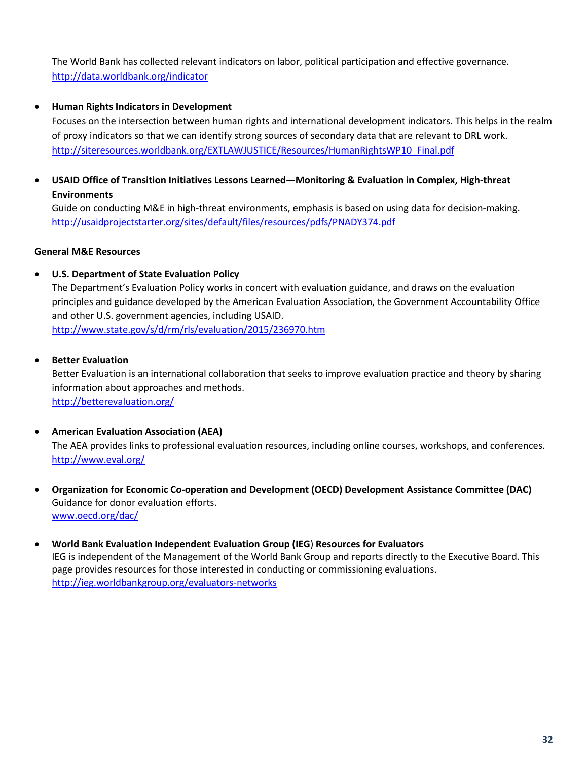The World Bank has collected relevant indicators on labor, political participation and effective governance.
http://data.worldbank.org/indicator

- **Human Rights Indicators in Development**
  Focuses on the intersection between human rights and international development indicators. This helps in the realm of proxy indicators so that we can identify strong sources of secondary data that are relevant to DRL work.
  http://siteresources.worldbank.org/EXTLAWJUSTICE/Resources/HumanRightsWP10_Final.pdf

- **USAID Office of Transition Initiatives Lessons Learned—Monitoring & Evaluation in Complex, High-threat Environments**
  Guide on conducting M&E in high-threat environments, emphasis is based on using data for decision-making.
  http://usaidprojectstarter.org/sites/default/files/resources/pdfs/PNADY374.pdf

**General M&E Resources**

- **U.S. Department of State Evaluation Policy**
  The Department's Evaluation Policy works in concert with evaluation guidance, and draws on the evaluation principles and guidance developed by the American Evaluation Association, the Government Accountability Office and other U.S. government agencies, including USAID.
  http://www.state.gov/s/d/rm/rls/evaluation/2015/236970.htm

- **Better Evaluation**
  Better Evaluation is an international collaboration that seeks to improve evaluation practice and theory by sharing information about approaches and methods.
  http://betterevaluation.org/

- **American Evaluation Association (AEA)**
  The AEA provides links to professional evaluation resources, including online courses, workshops, and conferences.
  http://www.eval.org/

- **Organization for Economic Co-operation and Development (OECD) Development Assistance Committee (DAC)**
  Guidance for donor evaluation efforts.
  www.oecd.org/dac/

- **World Bank Evaluation Independent Evaluation Group (IEG) Resources for Evaluators**
  IEG is independent of the Management of the World Bank Group and reports directly to the Executive Board. This page provides resources for those interested in conducting or commissioning evaluations.
  http://ieg.worldbankgroup.org/evaluators-networks